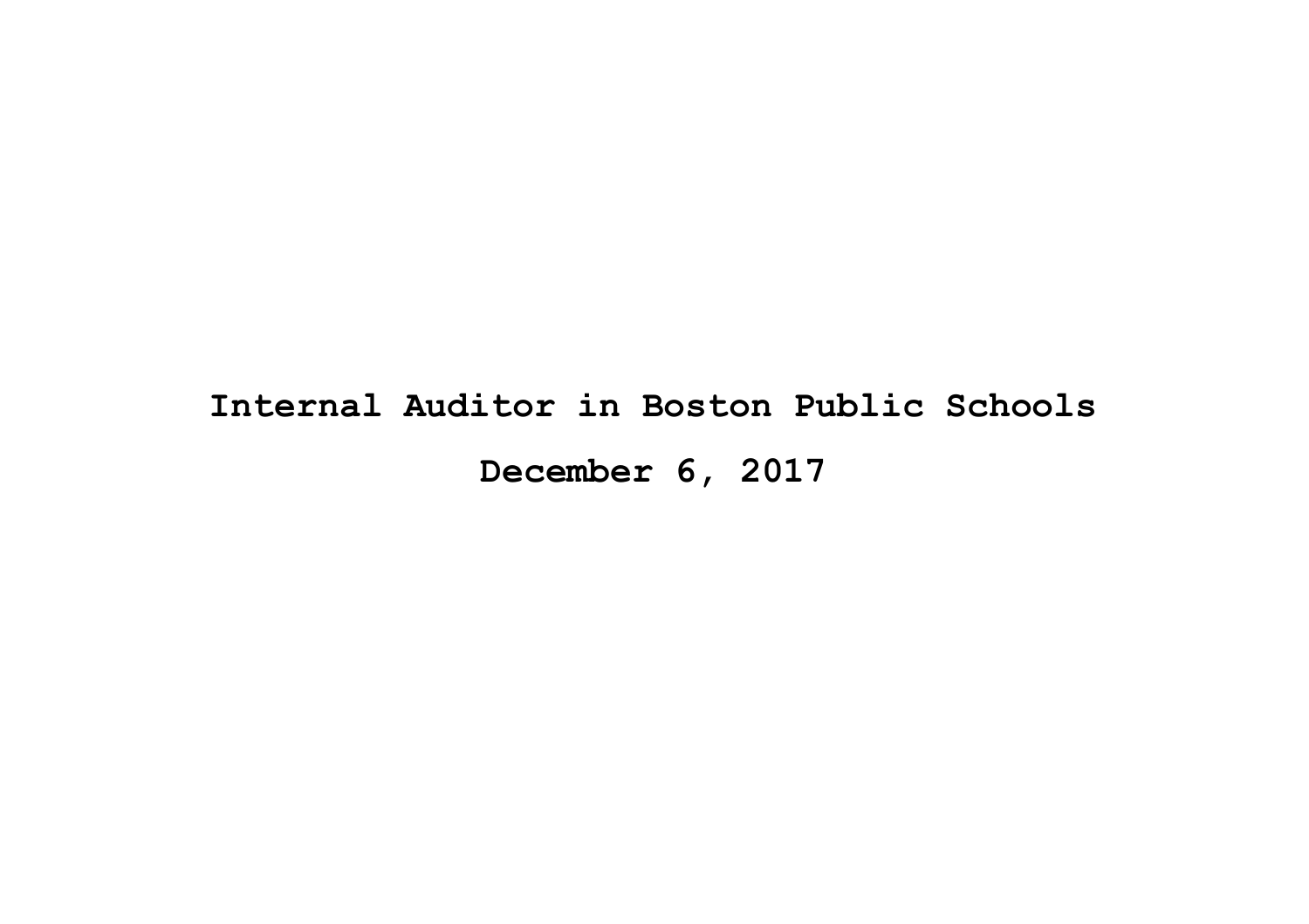# Internal Auditor in Boston Public Schools

**December 6, 2017**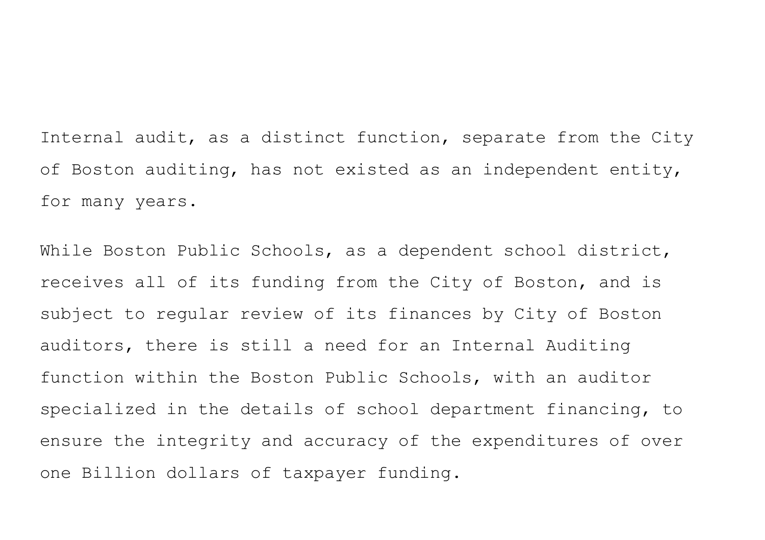Internal audit, as a distinct function, separate from the City of Boston auditing, has not existed as an independent entity, for many years.

While Boston Public Schools, as a dependent school district, receives all of its funding from the City of Boston, and is subject to regular review of its finances by City of Boston auditors, there is still a need for an Internal Auditing function within the Boston Public Schools, with an auditor specialized in the details of school department financing, to ensure the integrity and accuracy of the expenditures of over one Billion dollars of taxpayer funding.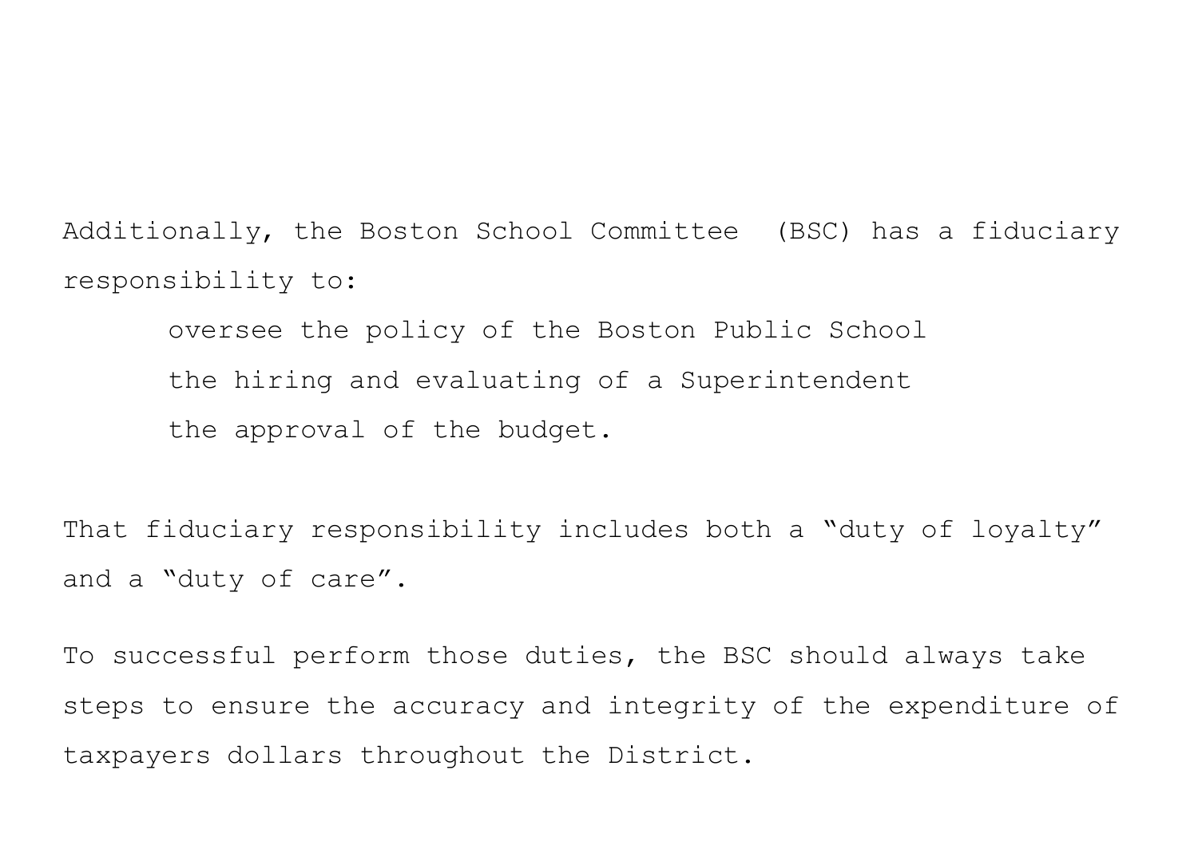Additionally, the Boston School Committee (BSC) has a fiduciary responsibility to:

- oversee the policy of the Boston Public School
- the hiring and evaluating of a Superintendent
- the approval of the budget.

That fiduciary responsibility includes both a "duty of loyalty" and a "duty of care".

To successful perform those duties, the BSC should always take steps to ensure the accuracy and integrity of the expenditure of taxpayers dollars throughout the District.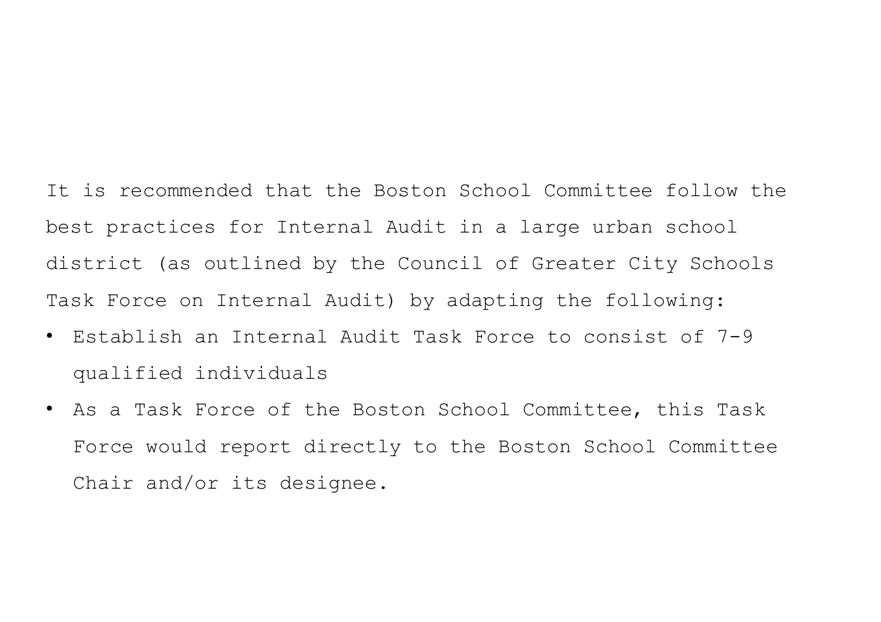It is recommended that the Boston School Committee follow the best practices for Internal Audit in a large urban school district (as outlined by the Council of Greater City Schools Task Force on Internal Audit) by adapting the following:

- Establish an Internal Audit Task Force to consist of 7-9 qualified individuals
- As a Task Force of the Boston School Committee, this Task Force would report directly to the Boston School Committee Chair and/or its designee.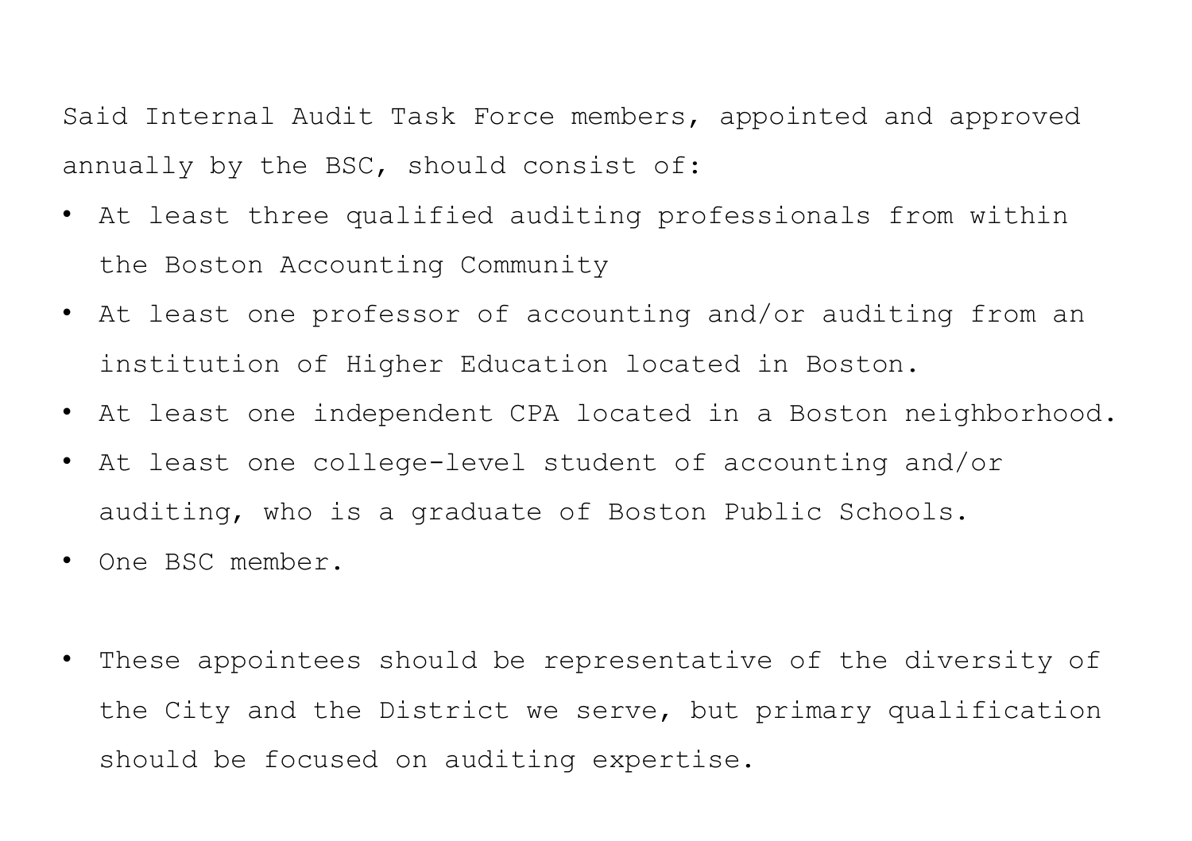Said Internal Audit Task Force members, appointed and approved annually by the BSC, should consist of:

- At least three qualified auditing professionals from within the Boston Accounting Community
- At least one professor of accounting and/or auditing from an institution of Higher Education located in Boston.
- At least one independent CPA located in a Boston neighborhood.
- At least one college-level student of accounting and/or auditing, who is a graduate of Boston Public Schools.
- One BSC member.

- These appointees should be representative of the diversity of the City and the District we serve, but primary qualification should be focused on auditing expertise.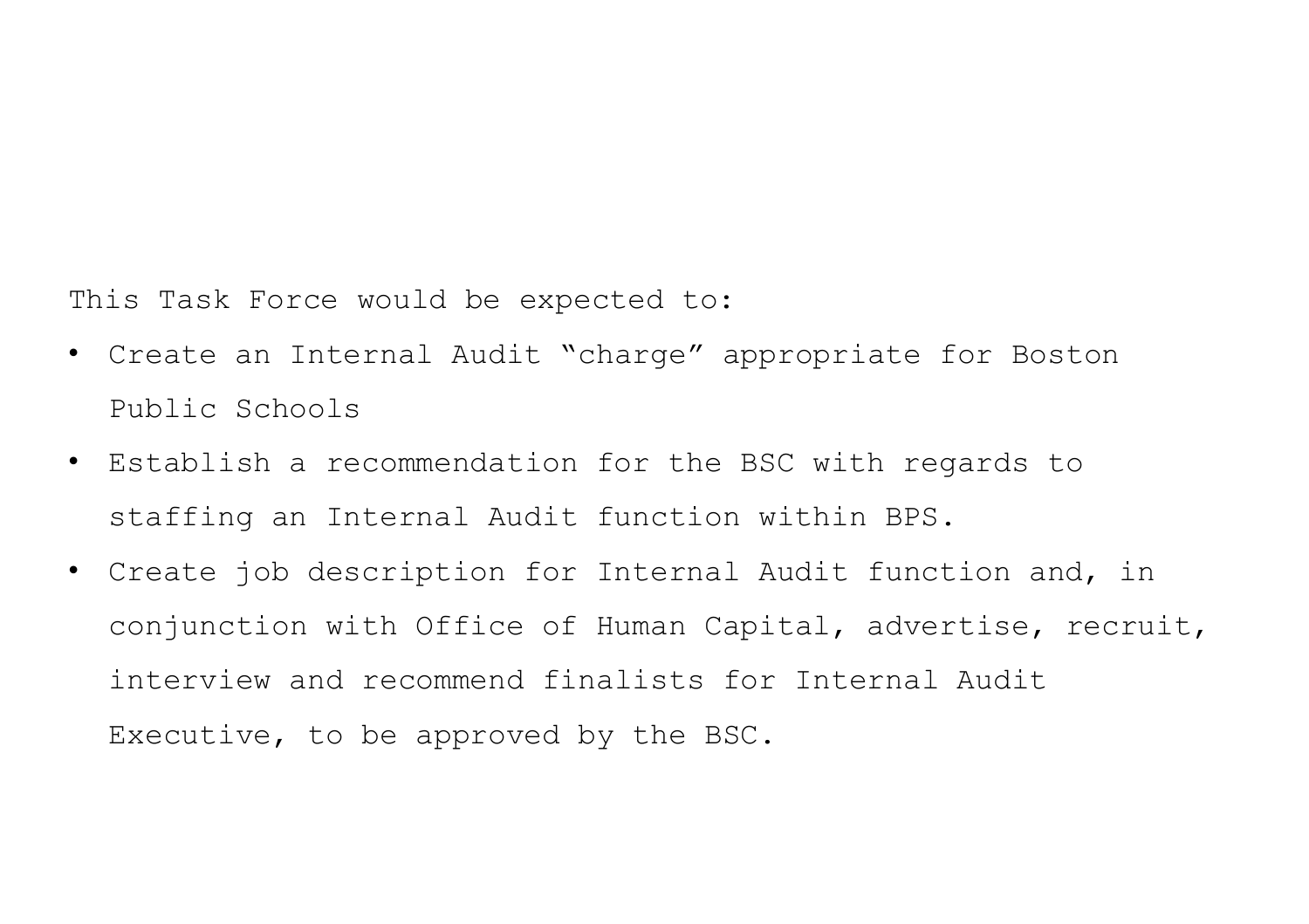This Task Force would be expected to:

- Create an Internal Audit ”charge” appropriate for Boston Public Schools
- Establish a recommendation for the BSC with regards to staffing an Internal Audit function within BPS.
- Create job description for Internal Audit function and, in conjunction with Office of Human Capital, advertise, recruit, interview and recommend finalists for Internal Audit Executive, to be approved by the BSC.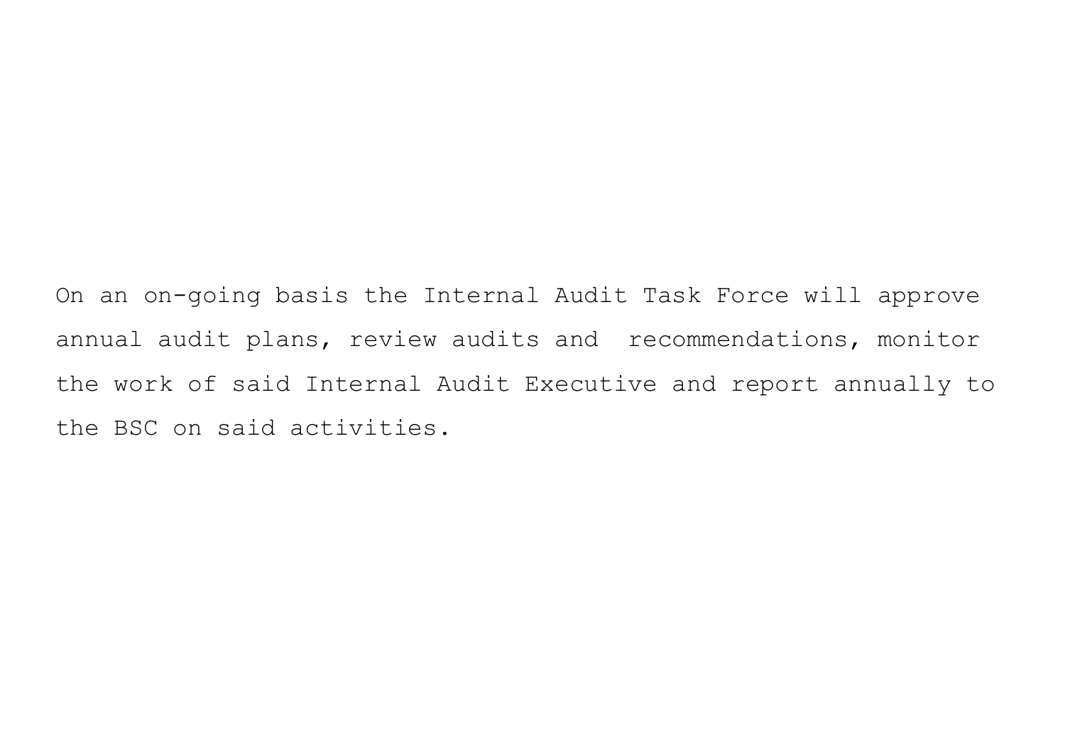On an on-going basis the Internal Audit Task Force will approve annual audit plans, review audits and recommendations, monitor the work of said Internal Audit Executive and report annually to the BSC on said activities.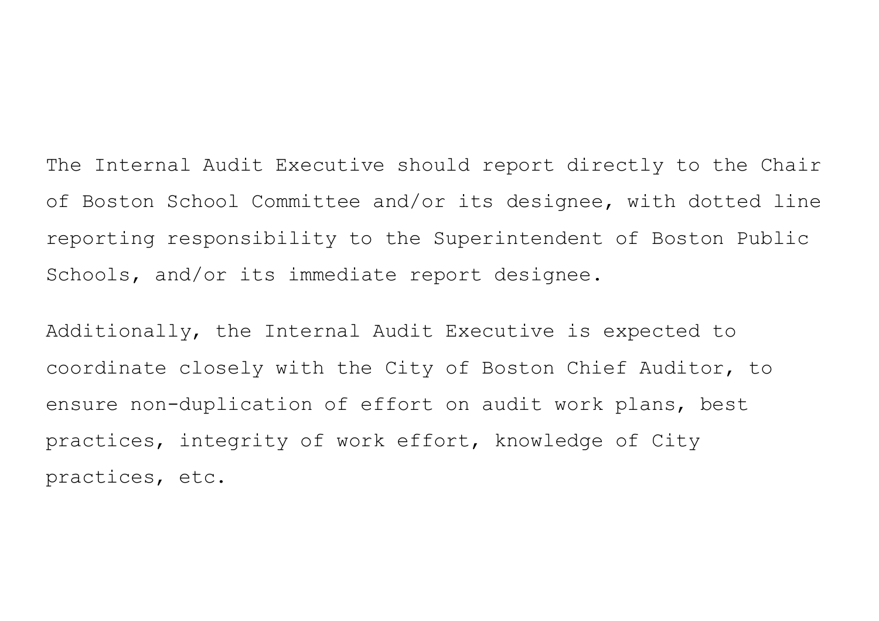The Internal Audit Executive should report directly to the Chair of Boston School Committee and/or its designee, with dotted line reporting responsibility to the Superintendent of Boston Public Schools, and/or its immediate report designee.

Additionally, the Internal Audit Executive is expected to coordinate closely with the City of Boston Chief Auditor, to ensure non-duplication of effort on audit work plans, best practices, integrity of work effort, knowledge of City practices, etc.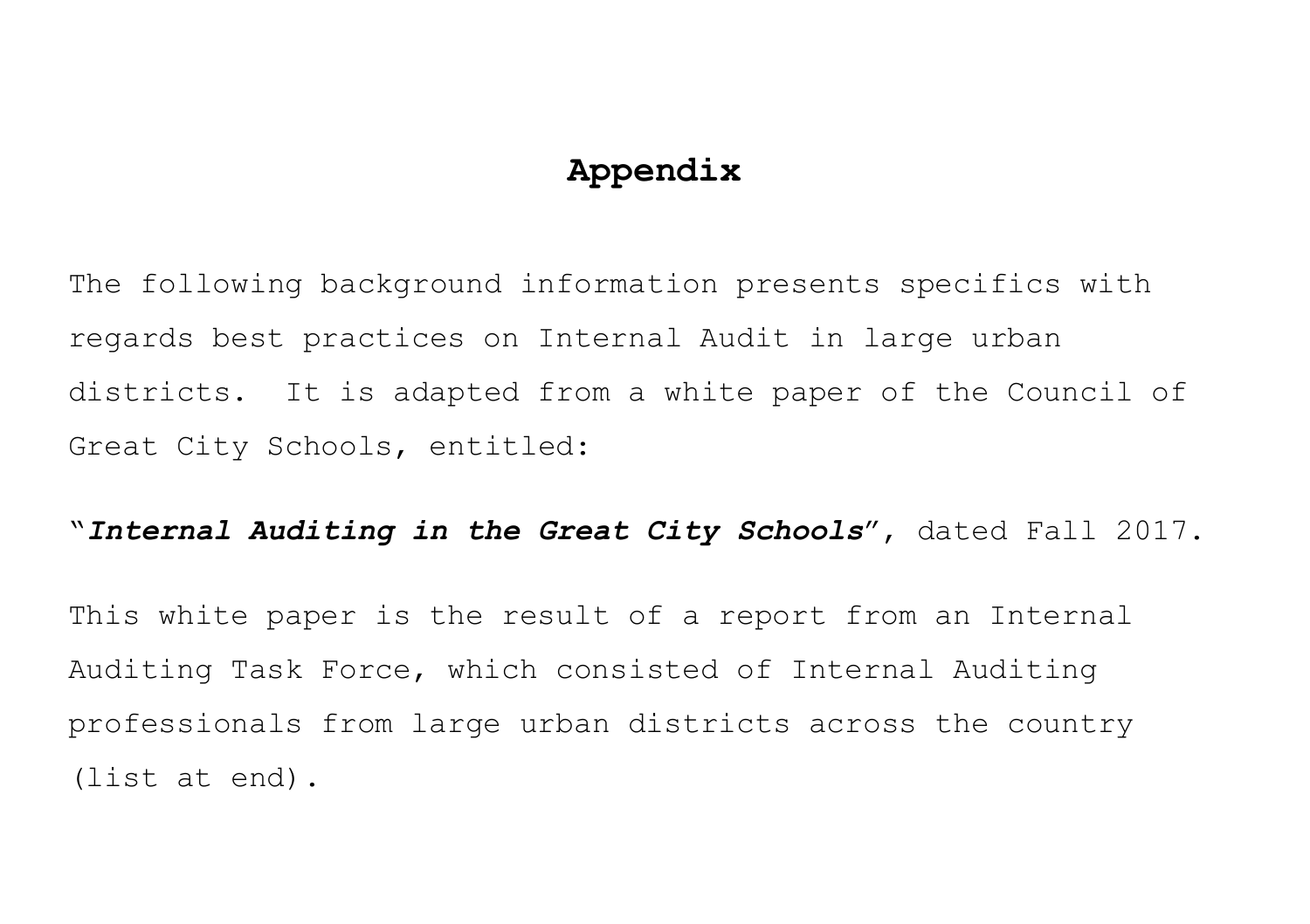# Appendix

The following background information presents specifics with regards best practices on Internal Audit in large urban districts. It is adapted from a white paper of the Council of Great City Schools, entitled:

"***Internal Auditing in the Great City Schools***", dated Fall 2017.

This white paper is the result of a report from an Internal Auditing Task Force, which consisted of Internal Auditing professionals from large urban districts across the country (list at end).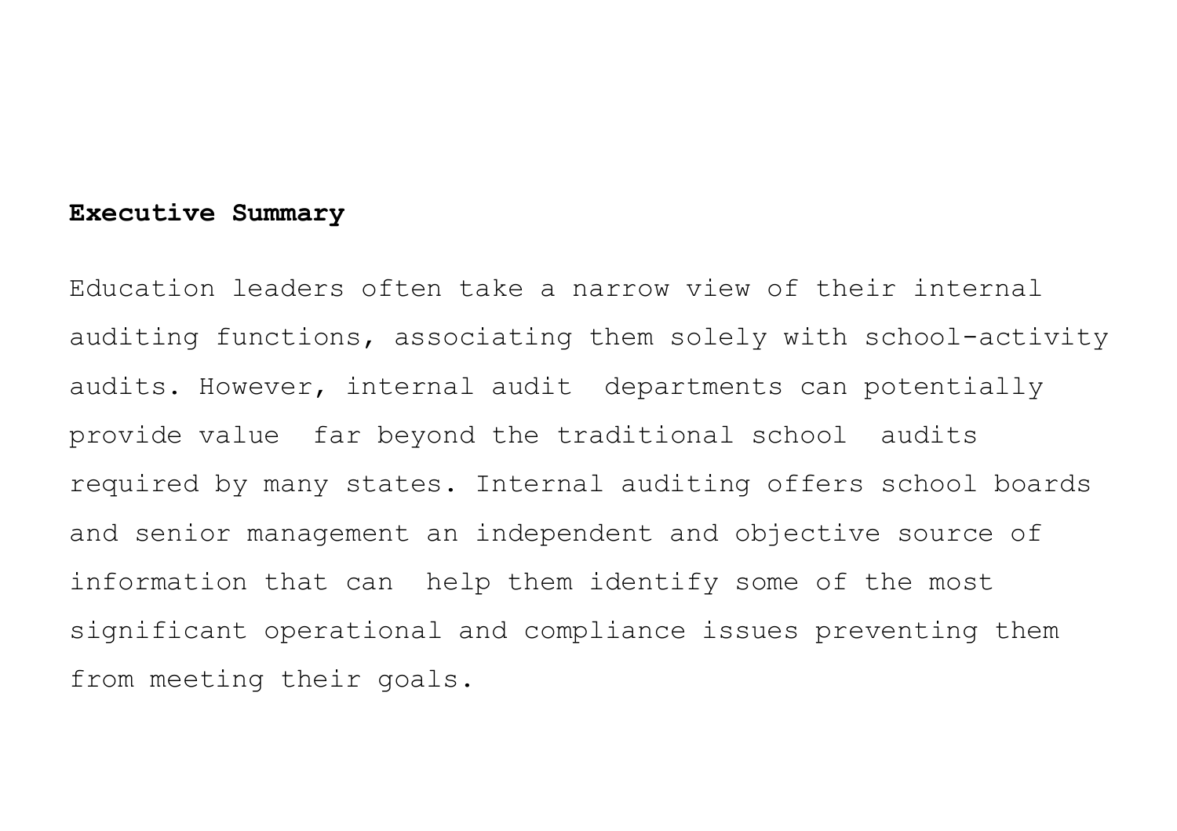## Executive Summary

Education leaders often take a narrow view of their internal auditing functions, associating them solely with school-activity audits. However, internal audit departments can potentially provide value far beyond the traditional school audits required by many states. Internal auditing offers school boards and senior management an independent and objective source of information that can help them identify some of the most significant operational and compliance issues preventing them from meeting their goals.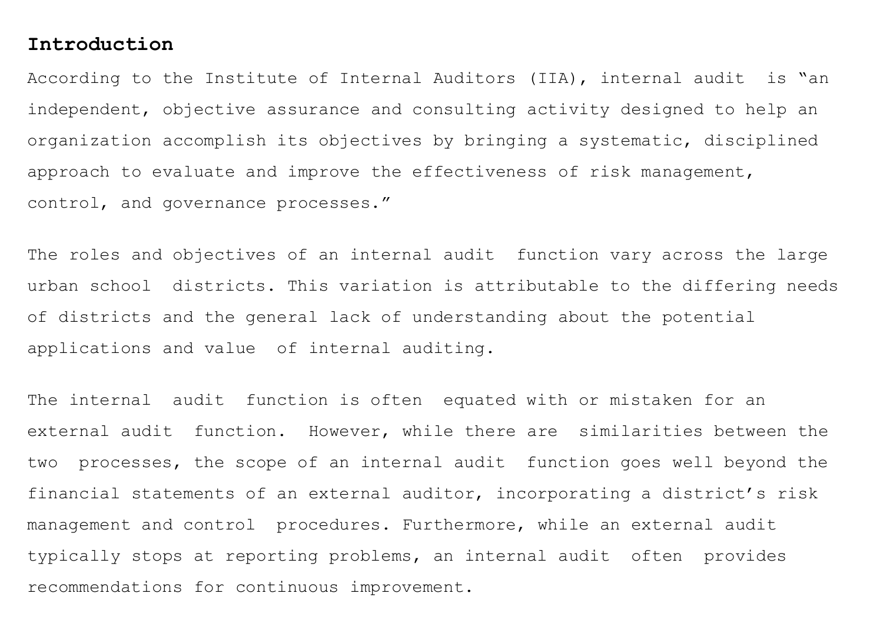## Introduction

According to the Institute of Internal Auditors (IIA), internal audit is "an independent, objective assurance and consulting activity designed to help an organization accomplish its objectives by bringing a systematic, disciplined approach to evaluate and improve the effectiveness of risk management, control, and governance processes."

The roles and objectives of an internal audit function vary across the large urban school districts. This variation is attributable to the differing needs of districts and the general lack of understanding about the potential applications and value of internal auditing.

The internal audit function is often equated with or mistaken for an external audit function. However, while there are similarities between the two processes, the scope of an internal audit function goes well beyond the financial statements of an external auditor, incorporating a district's risk management and control procedures. Furthermore, while an external audit typically stops at reporting problems, an internal audit often provides recommendations for continuous improvement.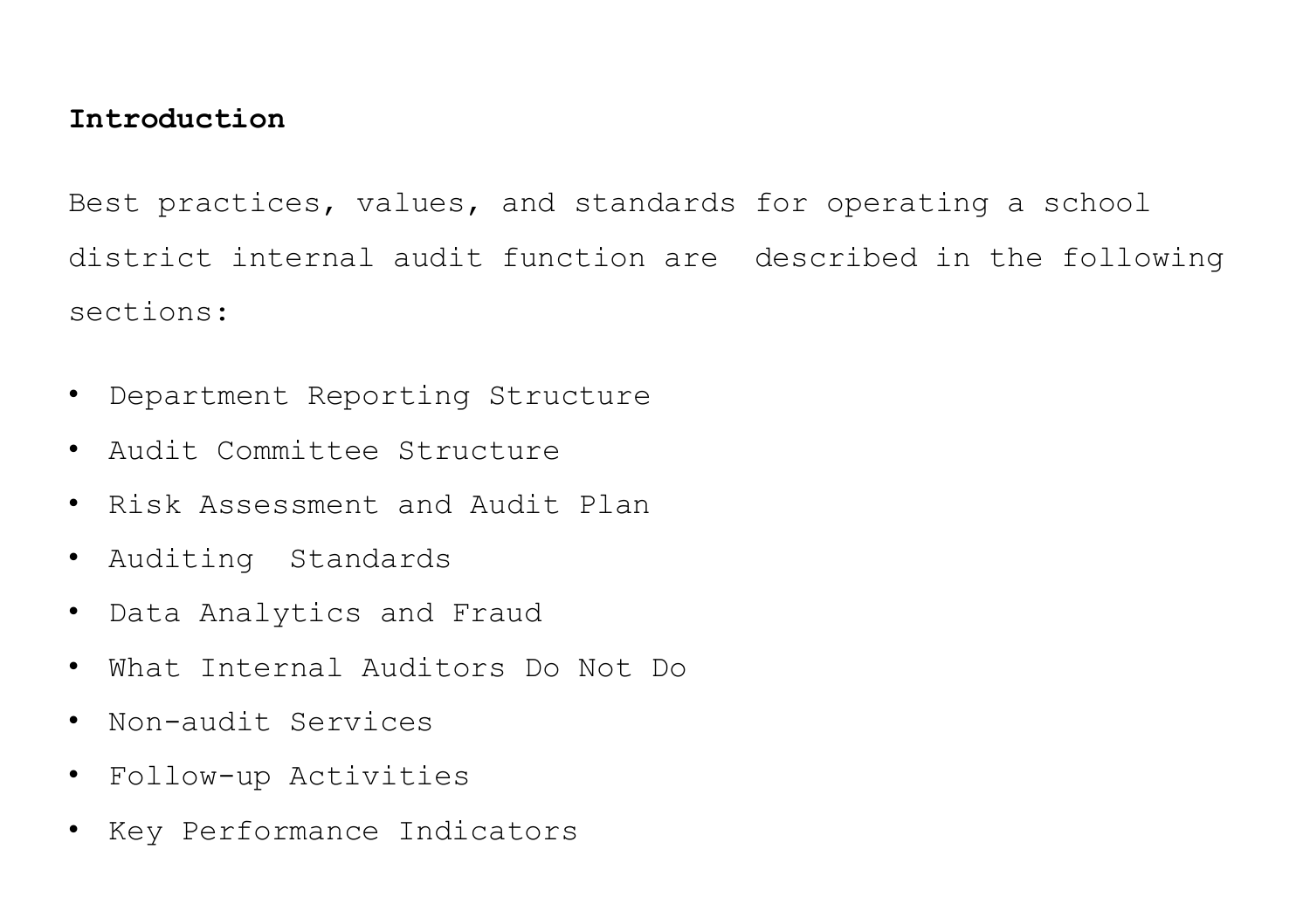## Introduction

Best practices, values, and standards for operating a school district internal audit function are described in the following sections:

- Department Reporting Structure
- Audit Committee Structure
- Risk Assessment and Audit Plan
- Auditing Standards
- Data Analytics and Fraud
- What Internal Auditors Do Not Do
- Non-audit Services
- Follow-up Activities
- Key Performance Indicators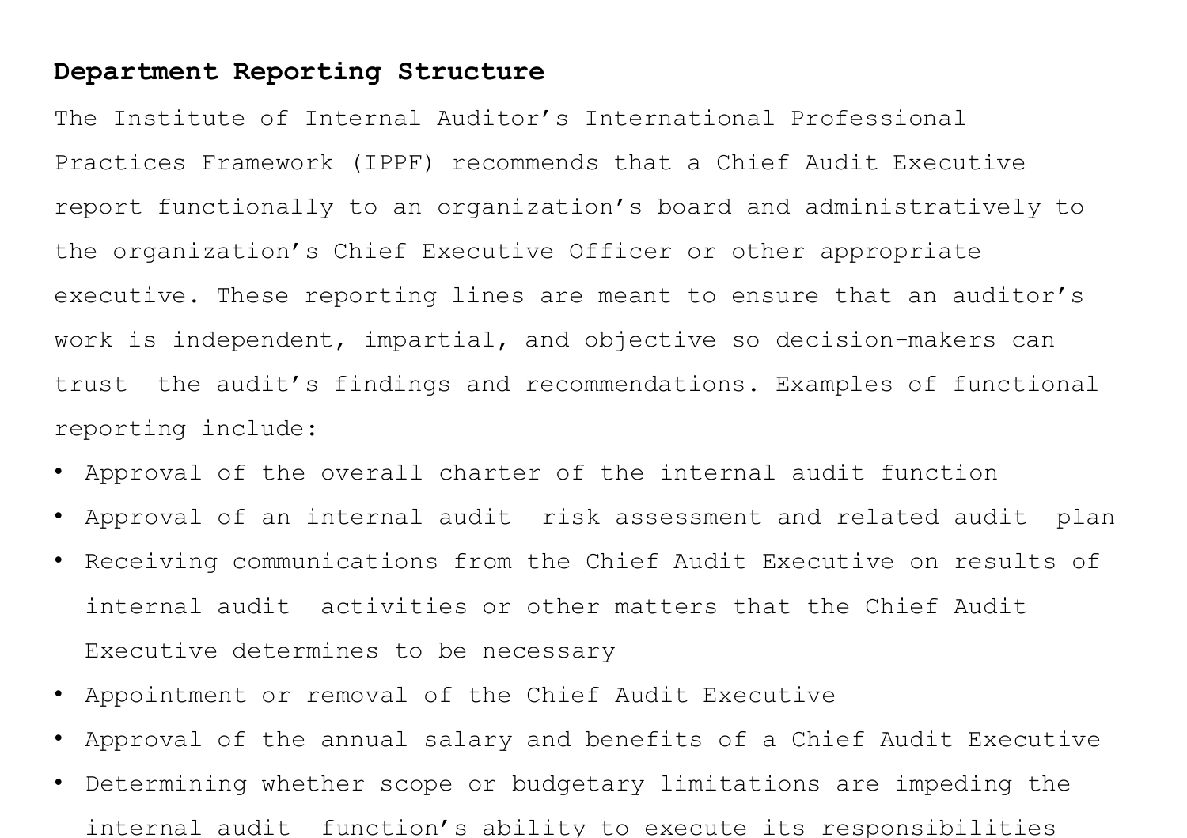**Department Reporting Structure**

The Institute of Internal Auditor’s International Professional Practices Framework (IPPF) recommends that a Chief Audit Executive report functionally to an organization’s board and administratively to the organization’s Chief Executive Officer or other appropriate executive. These reporting lines are meant to ensure that an auditor’s work is independent, impartial, and objective so decision-makers can trust the audit’s findings and recommendations. Examples of functional reporting include:

- Approval of the overall charter of the internal audit function
- Approval of an internal audit risk assessment and related audit plan
- Receiving communications from the Chief Audit Executive on results of internal audit activities or other matters that the Chief Audit Executive determines to be necessary
- Appointment or removal of the Chief Audit Executive
- Approval of the annual salary and benefits of a Chief Audit Executive
- Determining whether scope or budgetary limitations are impeding the internal audit function’s ability to execute its responsibilities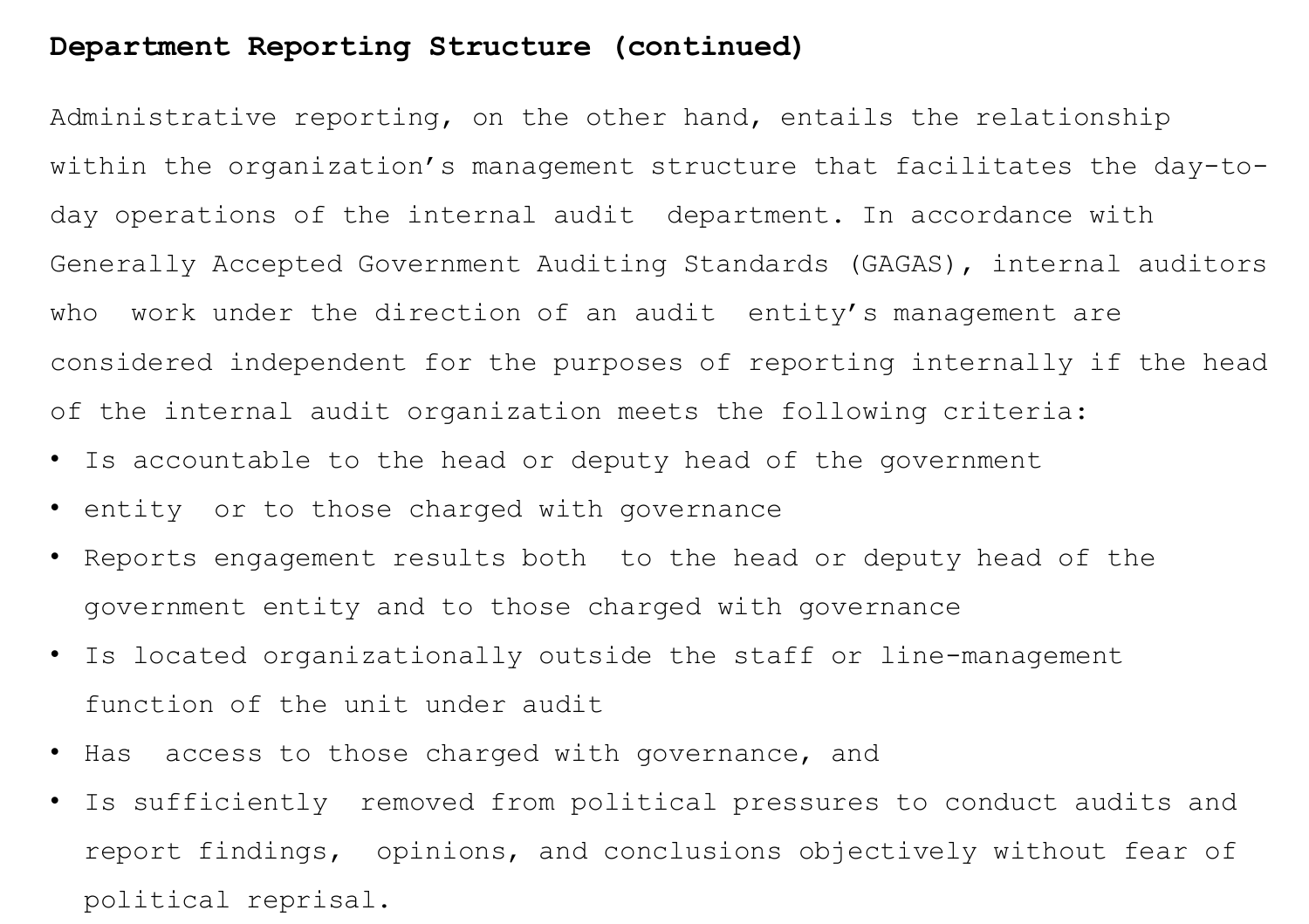**Department Reporting Structure (continued)**

Administrative reporting, on the other hand, entails the relationship within the organization’s management structure that facilitates the day-to-day operations of the internal audit department. In accordance with Generally Accepted Government Auditing Standards (GAGAS), internal auditors who work under the direction of an audit entity’s management are considered independent for the purposes of reporting internally if the head of the internal audit organization meets the following criteria:

- Is accountable to the head or deputy head of the government
- entity or to those charged with governance
- Reports engagement results both to the head or deputy head of the government entity and to those charged with governance
- Is located organizationally outside the staff or line-management function of the unit under audit
- Has access to those charged with governance, and
- Is sufficiently removed from political pressures to conduct audits and report findings, opinions, and conclusions objectively without fear of political reprisal.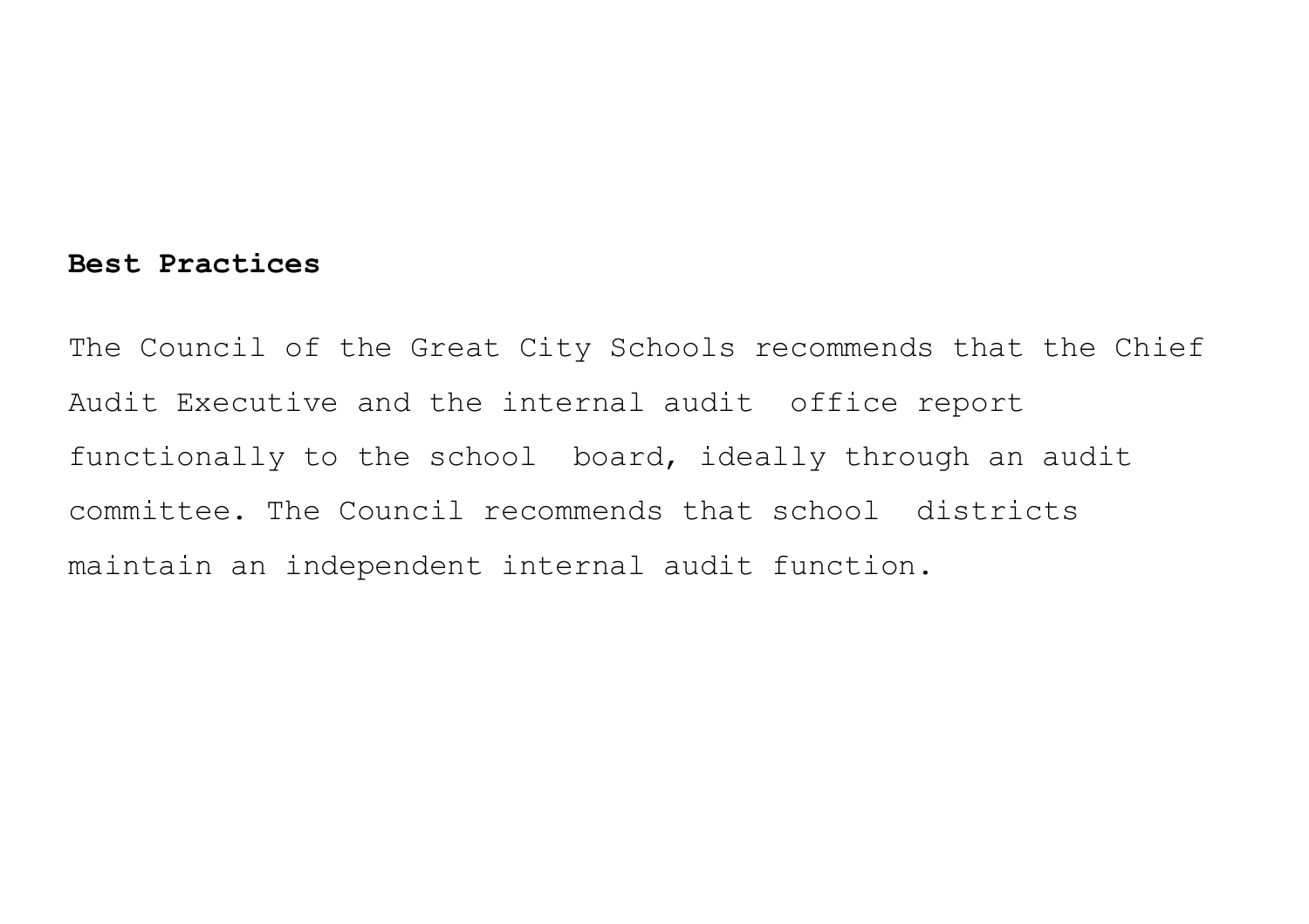**Best Practices**

The Council of the Great City Schools recommends that the Chief Audit Executive and the internal audit office report functionally to the school board, ideally through an audit committee. The Council recommends that school districts maintain an independent internal audit function.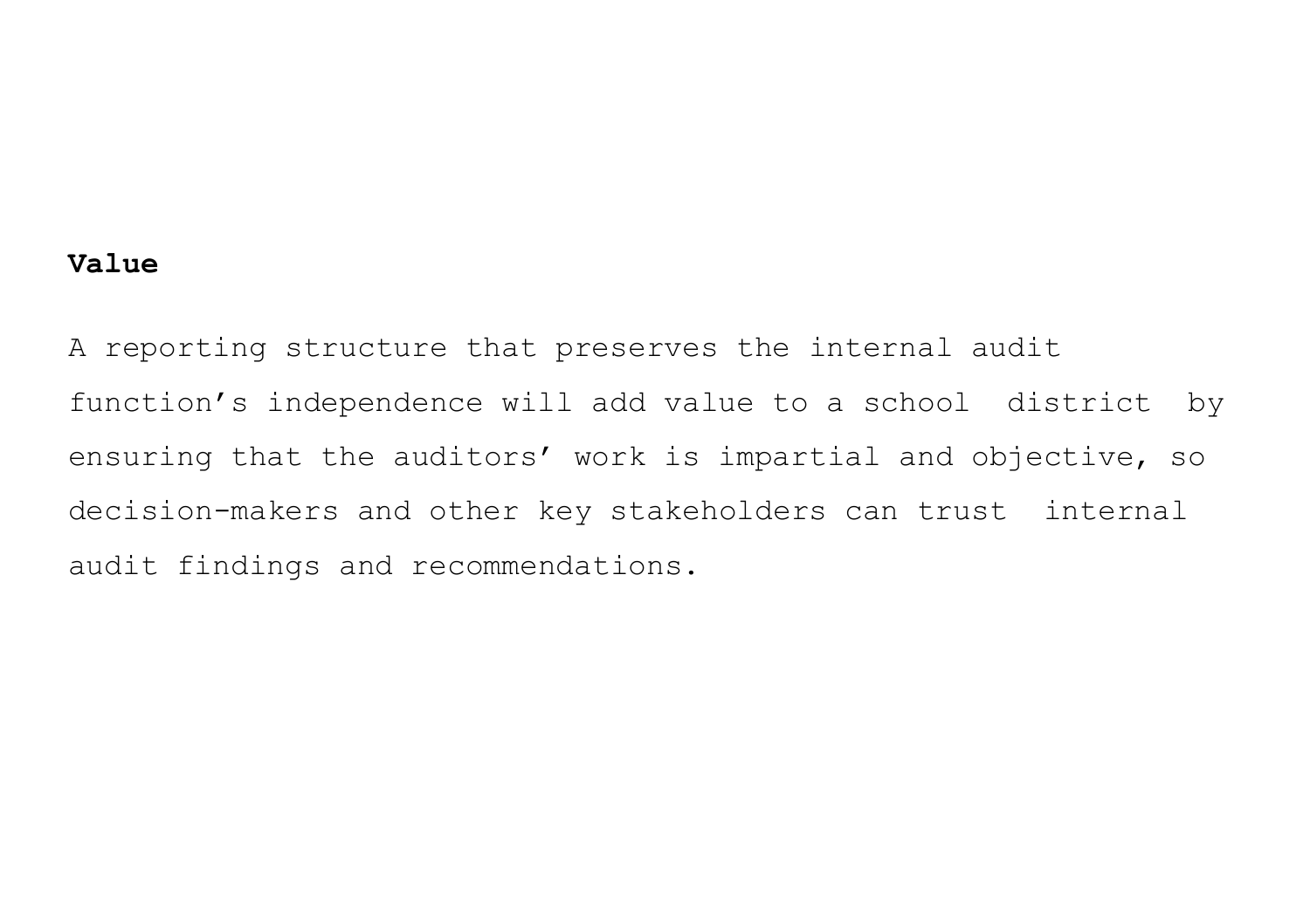**Value**

A reporting structure that preserves the internal audit function's independence will add value to a school district by ensuring that the auditors' work is impartial and objective, so decision-makers and other key stakeholders can trust internal audit findings and recommendations.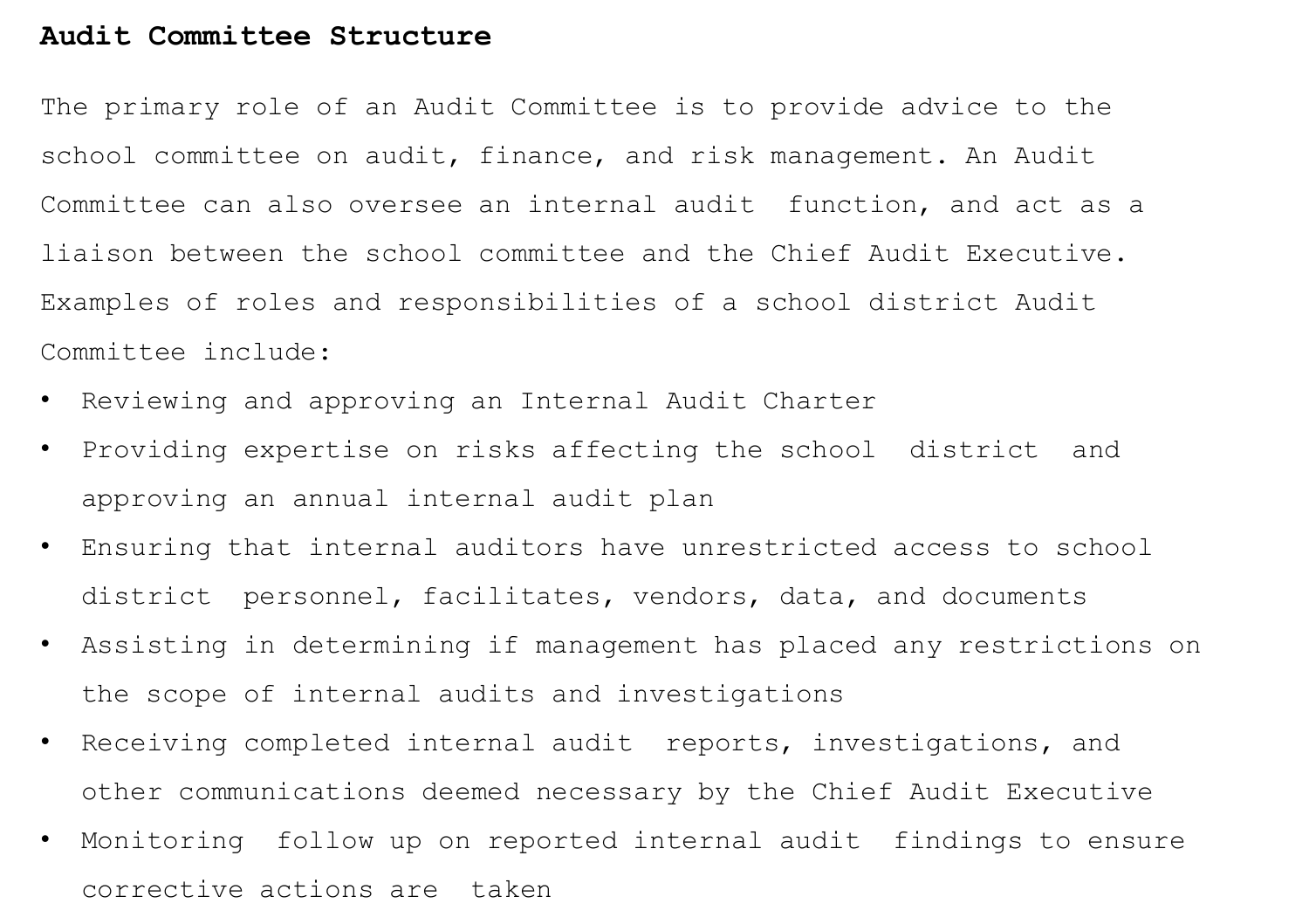**Audit Committee Structure**

The primary role of an Audit Committee is to provide advice to the school committee on audit, finance, and risk management. An Audit Committee can also oversee an internal audit function, and act as a liaison between the school committee and the Chief Audit Executive. Examples of roles and responsibilities of a school district Audit Committee include:

- Reviewing and approving an Internal Audit Charter
- Providing expertise on risks affecting the school district and approving an annual internal audit plan
- Ensuring that internal auditors have unrestricted access to school district personnel, facilitates, vendors, data, and documents
- Assisting in determining if management has placed any restrictions on the scope of internal audits and investigations
- Receiving completed internal audit reports, investigations, and other communications deemed necessary by the Chief Audit Executive
- Monitoring follow up on reported internal audit findings to ensure corrective actions are taken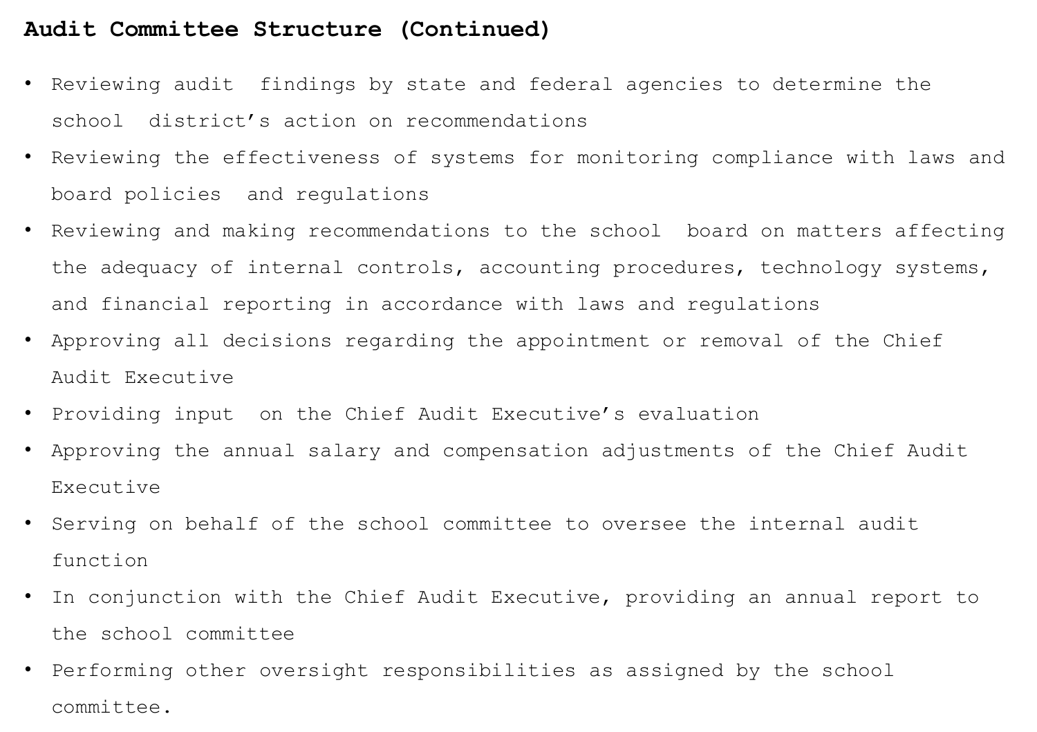## Audit Committee Structure (Continued)

- Reviewing audit findings by state and federal agencies to determine the school district’s action on recommendations
- Reviewing the effectiveness of systems for monitoring compliance with laws and board policies and regulations
- Reviewing and making recommendations to the school board on matters affecting the adequacy of internal controls, accounting procedures, technology systems, and financial reporting in accordance with laws and regulations
- Approving all decisions regarding the appointment or removal of the Chief Audit Executive
- Providing input on the Chief Audit Executive’s evaluation
- Approving the annual salary and compensation adjustments of the Chief Audit Executive
- Serving on behalf of the school committee to oversee the internal audit function
- In conjunction with the Chief Audit Executive, providing an annual report to the school committee
- Performing other oversight responsibilities as assigned by the school committee.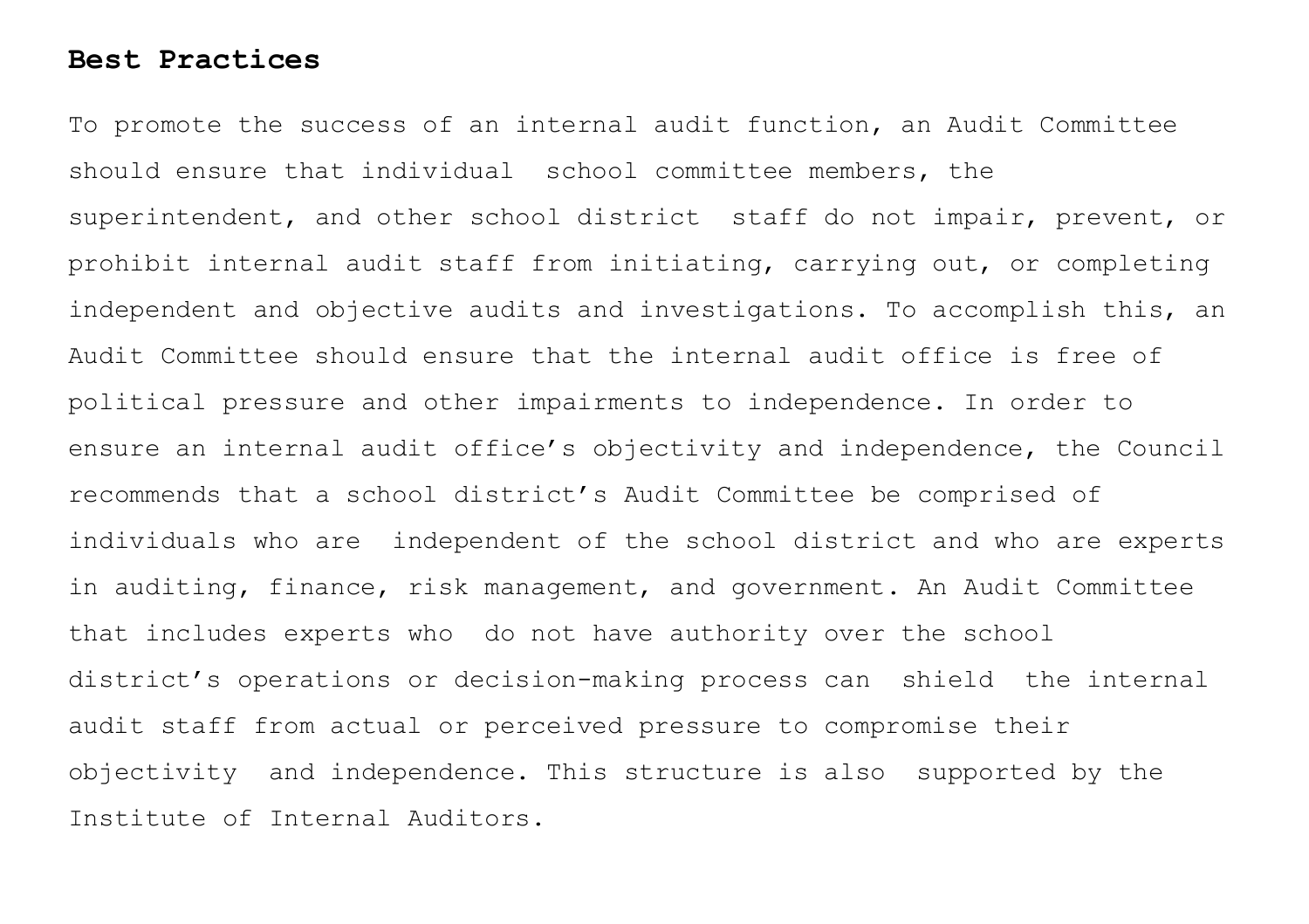**Best Practices**

To promote the success of an internal audit function, an Audit Committee should ensure that individual school committee members, the superintendent, and other school district staff do not impair, prevent, or prohibit internal audit staff from initiating, carrying out, or completing independent and objective audits and investigations. To accomplish this, an Audit Committee should ensure that the internal audit office is free of political pressure and other impairments to independence. In order to ensure an internal audit office's objectivity and independence, the Council recommends that a school district's Audit Committee be comprised of individuals who are independent of the school district and who are experts in auditing, finance, risk management, and government. An Audit Committee that includes experts who do not have authority over the school district's operations or decision-making process can shield the internal audit staff from actual or perceived pressure to compromise their objectivity and independence. This structure is also supported by the Institute of Internal Auditors.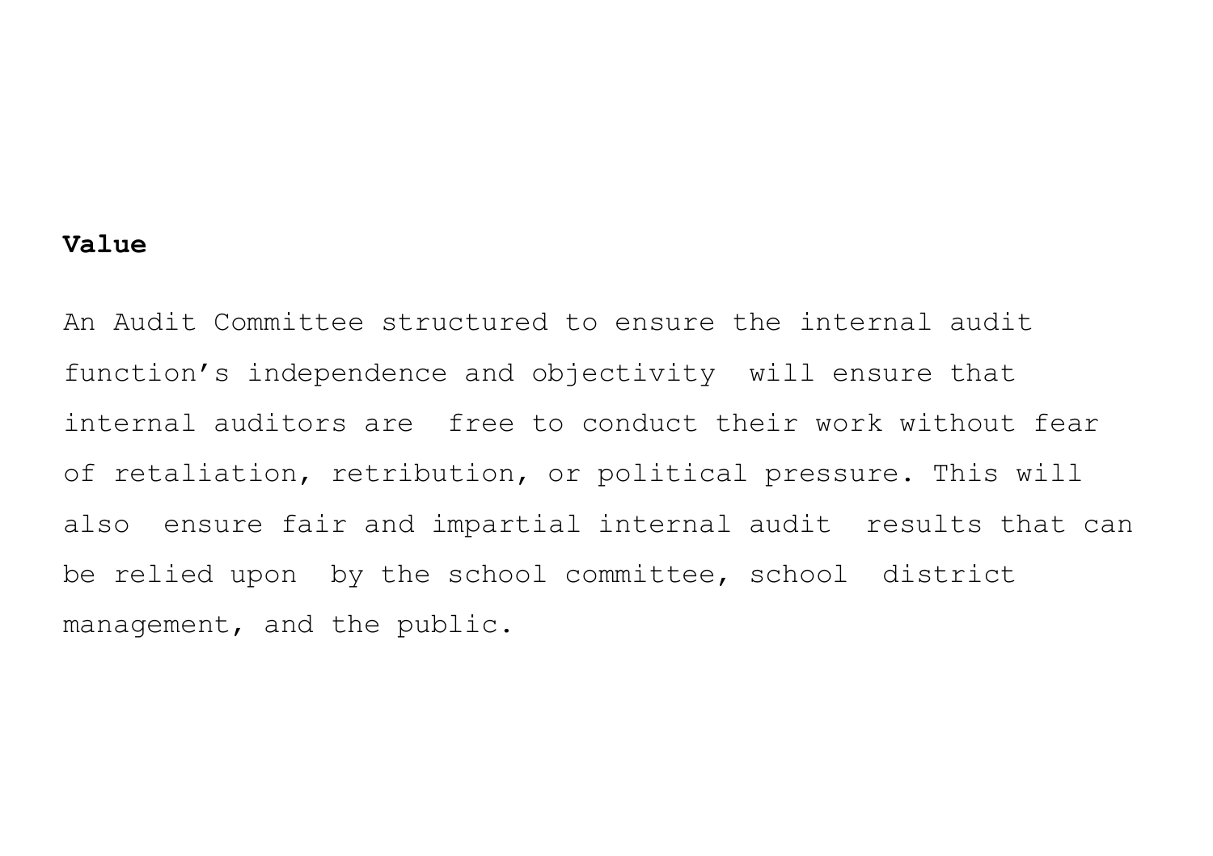**Value**

An Audit Committee structured to ensure the internal audit function's independence and objectivity will ensure that internal auditors are free to conduct their work without fear of retaliation, retribution, or political pressure. This will also ensure fair and impartial internal audit results that can be relied upon by the school committee, school district management, and the public.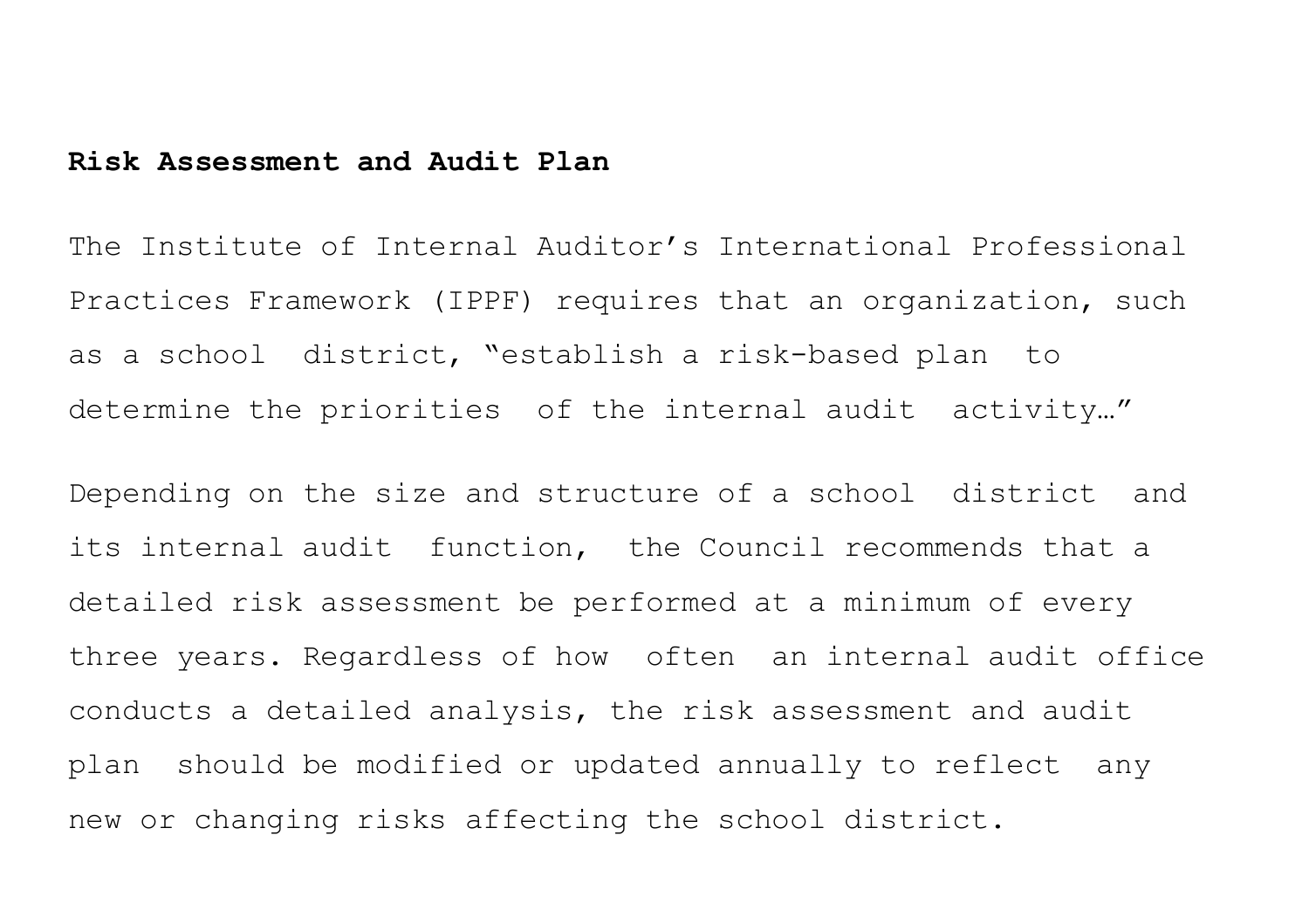**Risk Assessment and Audit Plan**

The Institute of Internal Auditor's International Professional Practices Framework (IPPF) requires that an organization, such as a school district, "establish a risk-based plan to determine the priorities of the internal audit activity…"

Depending on the size and structure of a school district and its internal audit function, the Council recommends that a detailed risk assessment be performed at a minimum of every three years. Regardless of how often an internal audit office conducts a detailed analysis, the risk assessment and audit plan should be modified or updated annually to reflect any new or changing risks affecting the school district.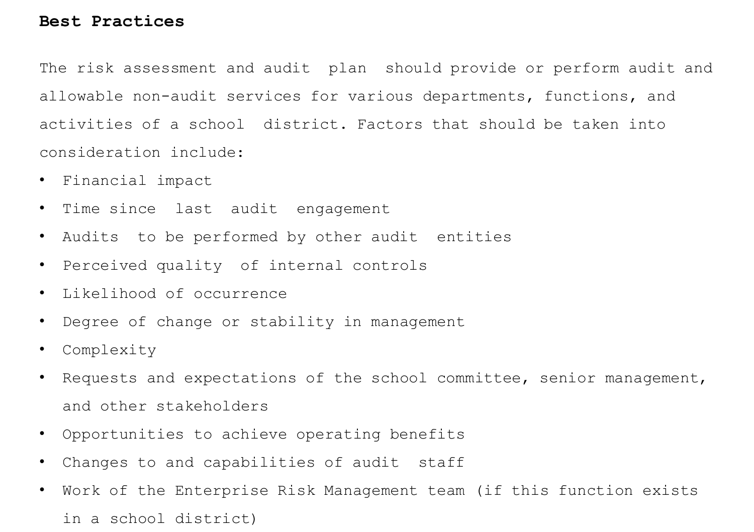**Best Practices**

The risk assessment and audit plan should provide or perform audit and allowable non-audit services for various departments, functions, and activities of a school district. Factors that should be taken into consideration include:

- Financial impact
- Time since last audit engagement
- Audits to be performed by other audit entities
- Perceived quality of internal controls
- Likelihood of occurrence
- Degree of change or stability in management
- Complexity
- Requests and expectations of the school committee, senior management, and other stakeholders
- Opportunities to achieve operating benefits
- Changes to and capabilities of audit staff
- Work of the Enterprise Risk Management team (if this function exists in a school district)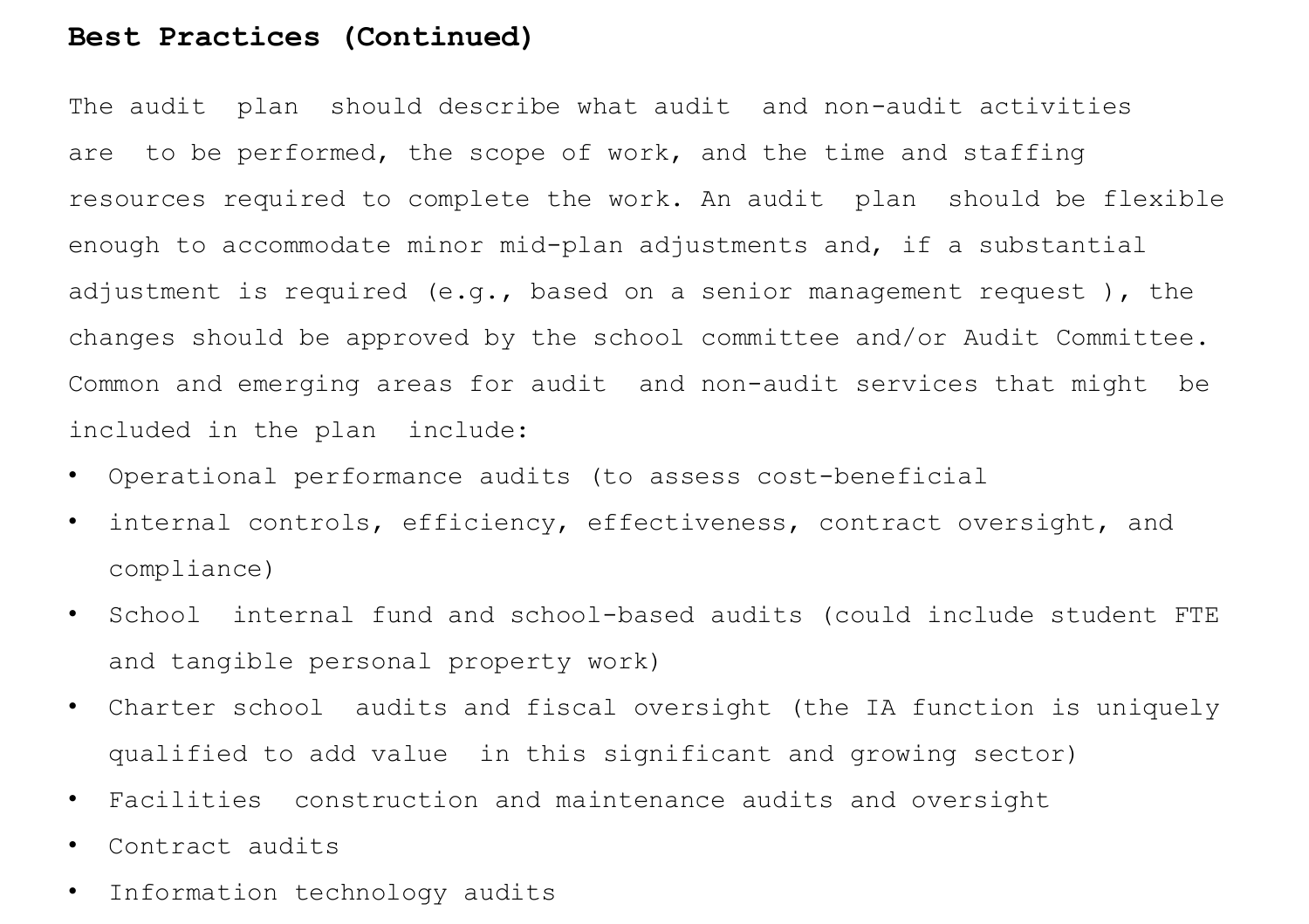**Best Practices (Continued)**

The audit plan should describe what audit and non-audit activities are to be performed, the scope of work, and the time and staffing resources required to complete the work. An audit plan should be flexible enough to accommodate minor mid-plan adjustments and, if a substantial adjustment is required (e.g., based on a senior management request ), the changes should be approved by the school committee and/or Audit Committee. Common and emerging areas for audit and non-audit services that might be included in the plan include:

- Operational performance audits (to assess cost-beneficial
- internal controls, efficiency, effectiveness, contract oversight, and compliance)
- School internal fund and school-based audits (could include student FTE and tangible personal property work)
- Charter school audits and fiscal oversight (the IA function is uniquely qualified to add value in this significant and growing sector)
- Facilities construction and maintenance audits and oversight
- Contract audits
- Information technology audits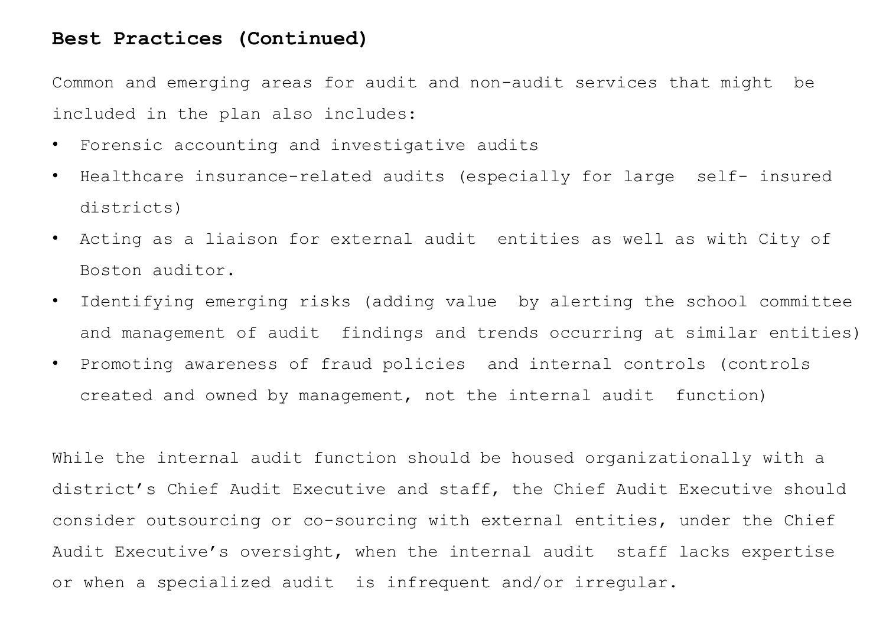**Best Practices (Continued)**

Common and emerging areas for audit and non-audit services that might be included in the plan also includes:

- Forensic accounting and investigative audits
- Healthcare insurance-related audits (especially for large self- insured districts)
- Acting as a liaison for external audit entities as well as with City of Boston auditor.
- Identifying emerging risks (adding value by alerting the school committee and management of audit findings and trends occurring at similar entities)
- Promoting awareness of fraud policies and internal controls (controls created and owned by management, not the internal audit function)

While the internal audit function should be housed organizationally with a district's Chief Audit Executive and staff, the Chief Audit Executive should consider outsourcing or co-sourcing with external entities, under the Chief Audit Executive's oversight, when the internal audit staff lacks expertise or when a specialized audit is infrequent and/or irregular.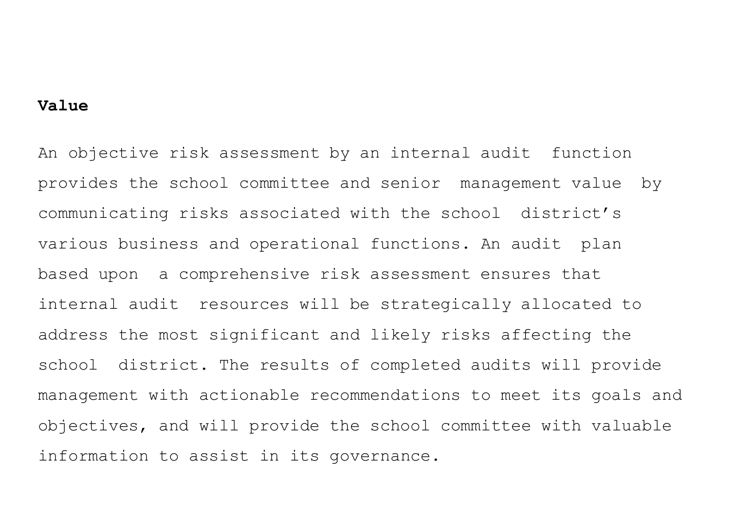**Value**

An objective risk assessment by an internal audit function provides the school committee and senior management value by communicating risks associated with the school district's various business and operational functions. An audit plan based upon a comprehensive risk assessment ensures that internal audit resources will be strategically allocated to address the most significant and likely risks affecting the school district. The results of completed audits will provide management with actionable recommendations to meet its goals and objectives, and will provide the school committee with valuable information to assist in its governance.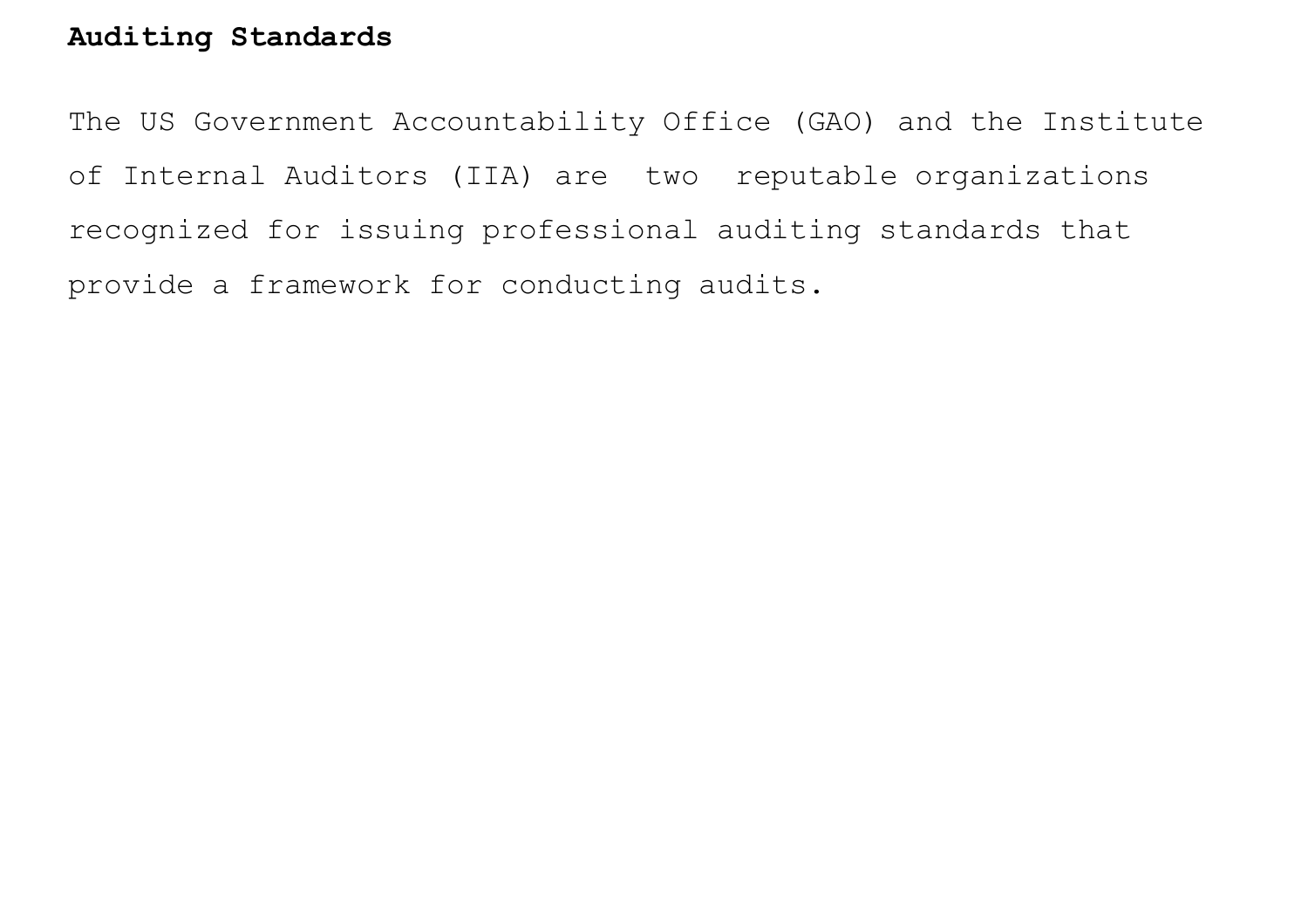**Auditing Standards**

The US Government Accountability Office (GAO) and the Institute of Internal Auditors (IIA) are two reputable organizations recognized for issuing professional auditing standards that provide a framework for conducting audits.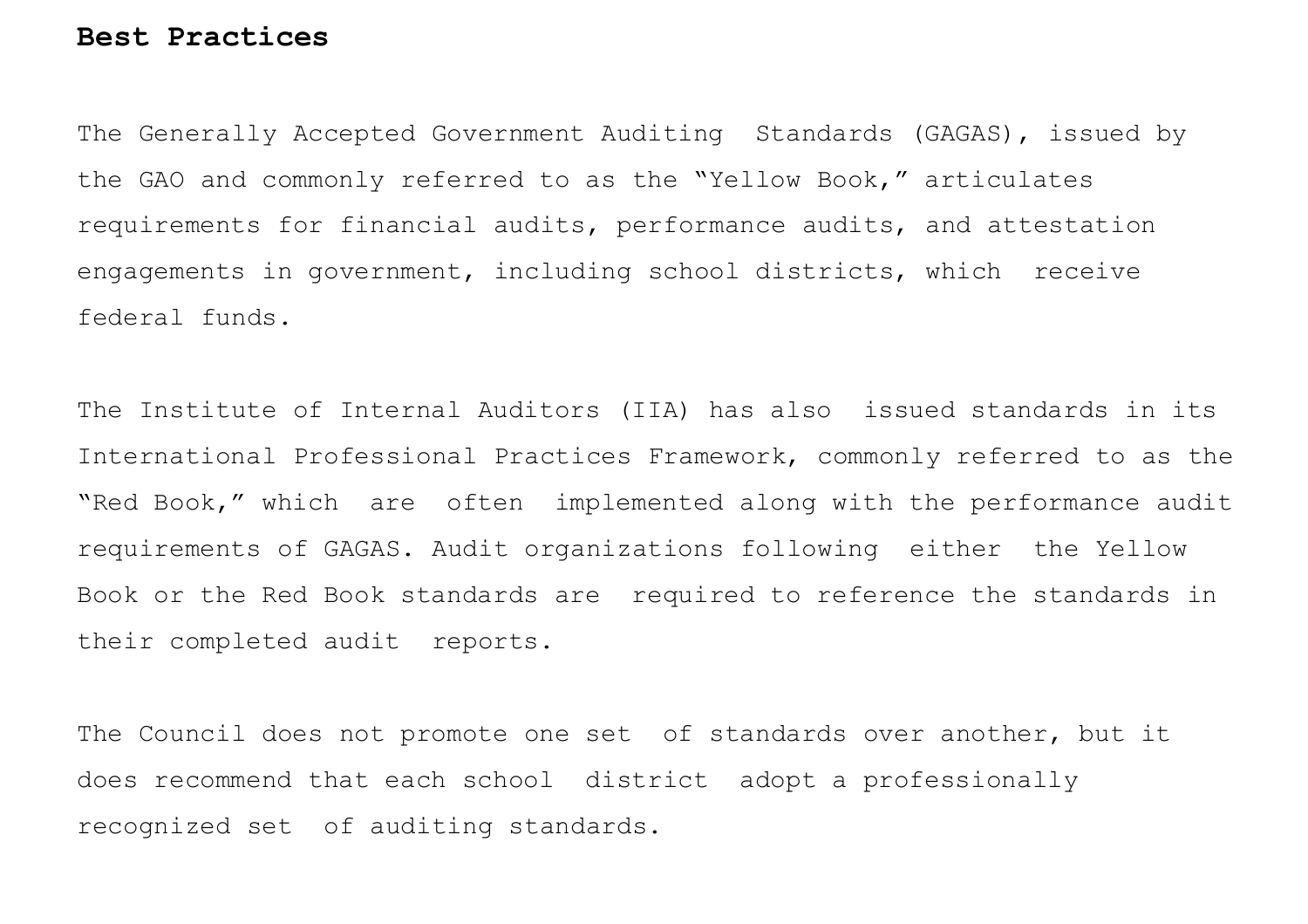**Best Practices**

The Generally Accepted Government Auditing Standards (GAGAS), issued by the GAO and commonly referred to as the “Yellow Book,” articulates requirements for financial audits, performance audits, and attestation engagements in government, including school districts, which receive federal funds.

The Institute of Internal Auditors (IIA) has also issued standards in its International Professional Practices Framework, commonly referred to as the “Red Book,” which are often implemented along with the performance audit requirements of GAGAS. Audit organizations following either the Yellow Book or the Red Book standards are required to reference the standards in their completed audit reports.

The Council does not promote one set of standards over another, but it does recommend that each school district adopt a professionally recognized set of auditing standards.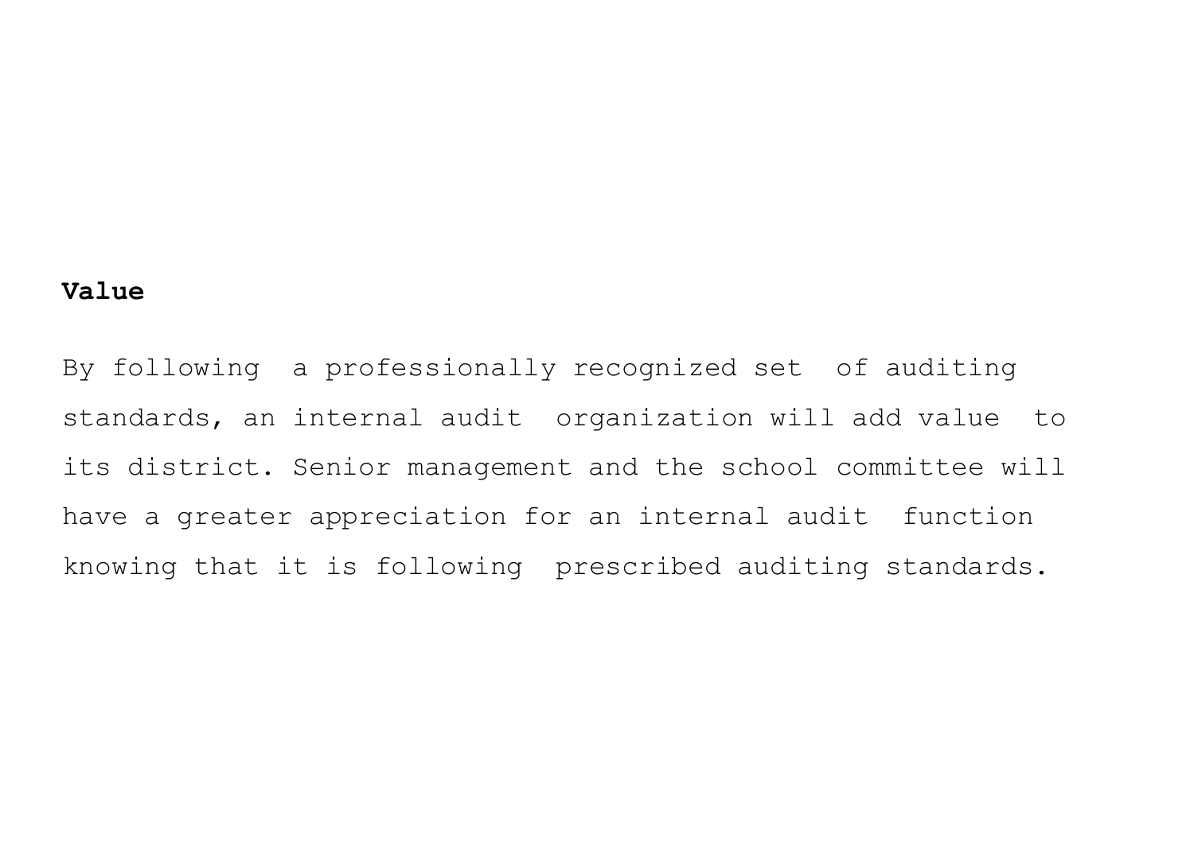**Value**

By following a professionally recognized set of auditing standards, an internal audit organization will add value to its district. Senior management and the school committee will have a greater appreciation for an internal audit function knowing that it is following prescribed auditing standards.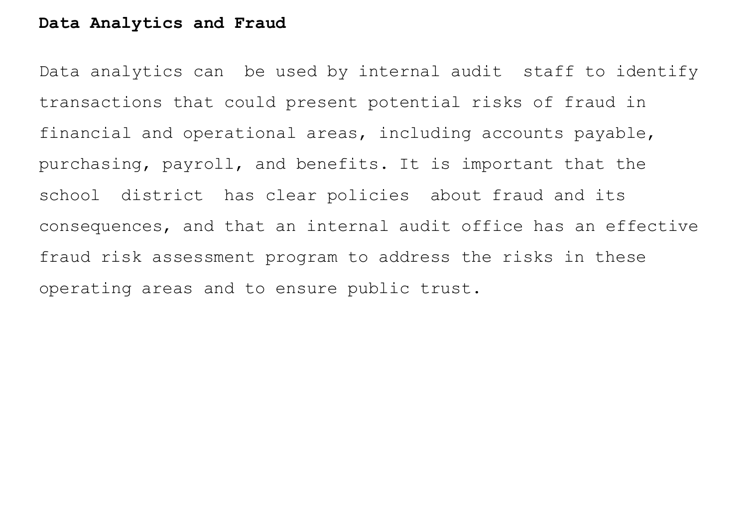**Data Analytics and Fraud**

Data analytics can be used by internal audit staff to identify transactions that could present potential risks of fraud in financial and operational areas, including accounts payable, purchasing, payroll, and benefits. It is important that the school district has clear policies about fraud and its consequences, and that an internal audit office has an effective fraud risk assessment program to address the risks in these operating areas and to ensure public trust.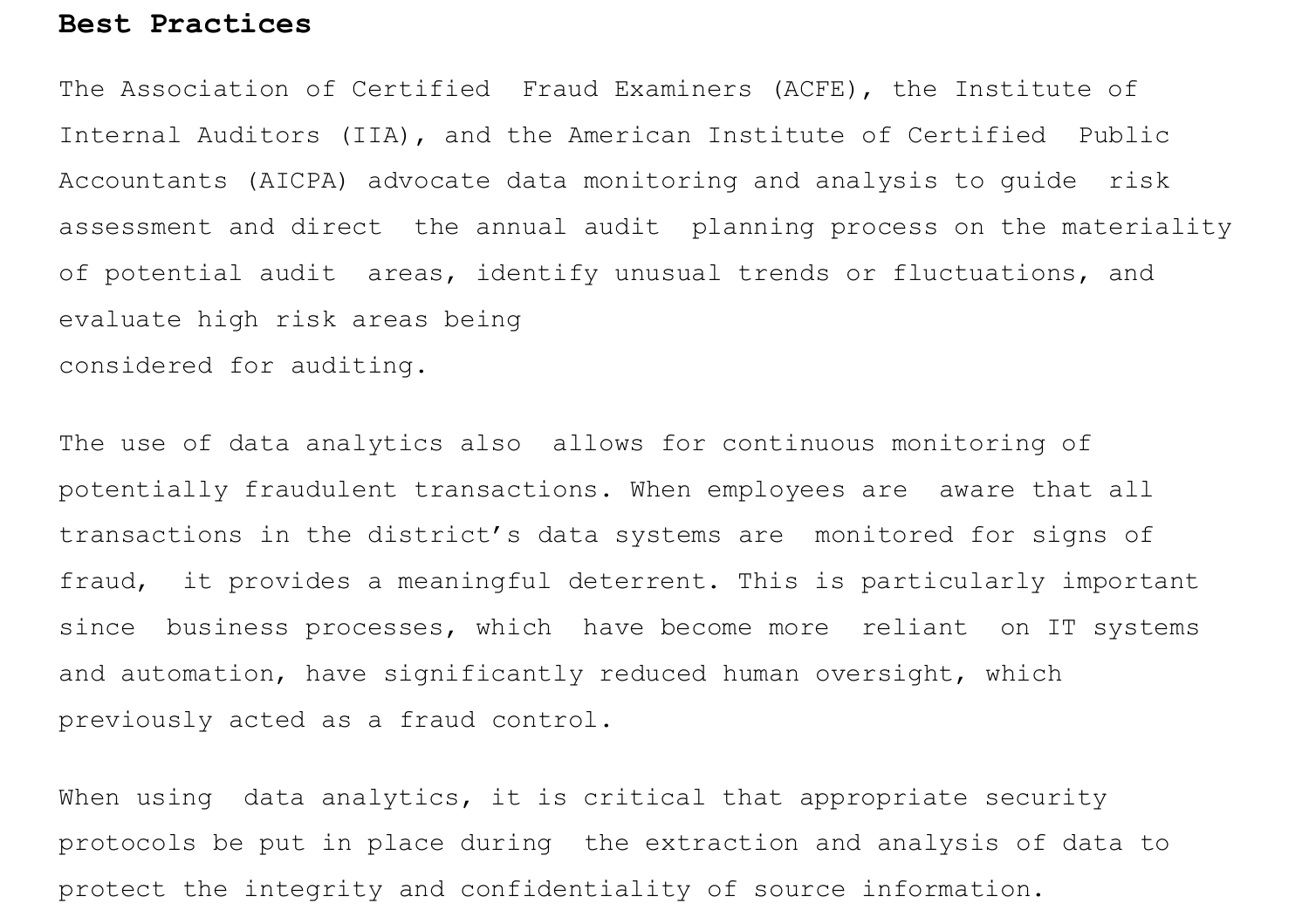## Best Practices

The Association of Certified Fraud Examiners (ACFE), the Institute of Internal Auditors (IIA), and the American Institute of Certified Public Accountants (AICPA) advocate data monitoring and analysis to guide risk assessment and direct the annual audit planning process on the materiality of potential audit areas, identify unusual trends or fluctuations, and evaluate high risk areas being considered for auditing.

The use of data analytics also allows for continuous monitoring of potentially fraudulent transactions. When employees are aware that all transactions in the district's data systems are monitored for signs of fraud, it provides a meaningful deterrent. This is particularly important since business processes, which have become more reliant on IT systems and automation, have significantly reduced human oversight, which previously acted as a fraud control.

When using data analytics, it is critical that appropriate security protocols be put in place during the extraction and analysis of data to protect the integrity and confidentiality of source information.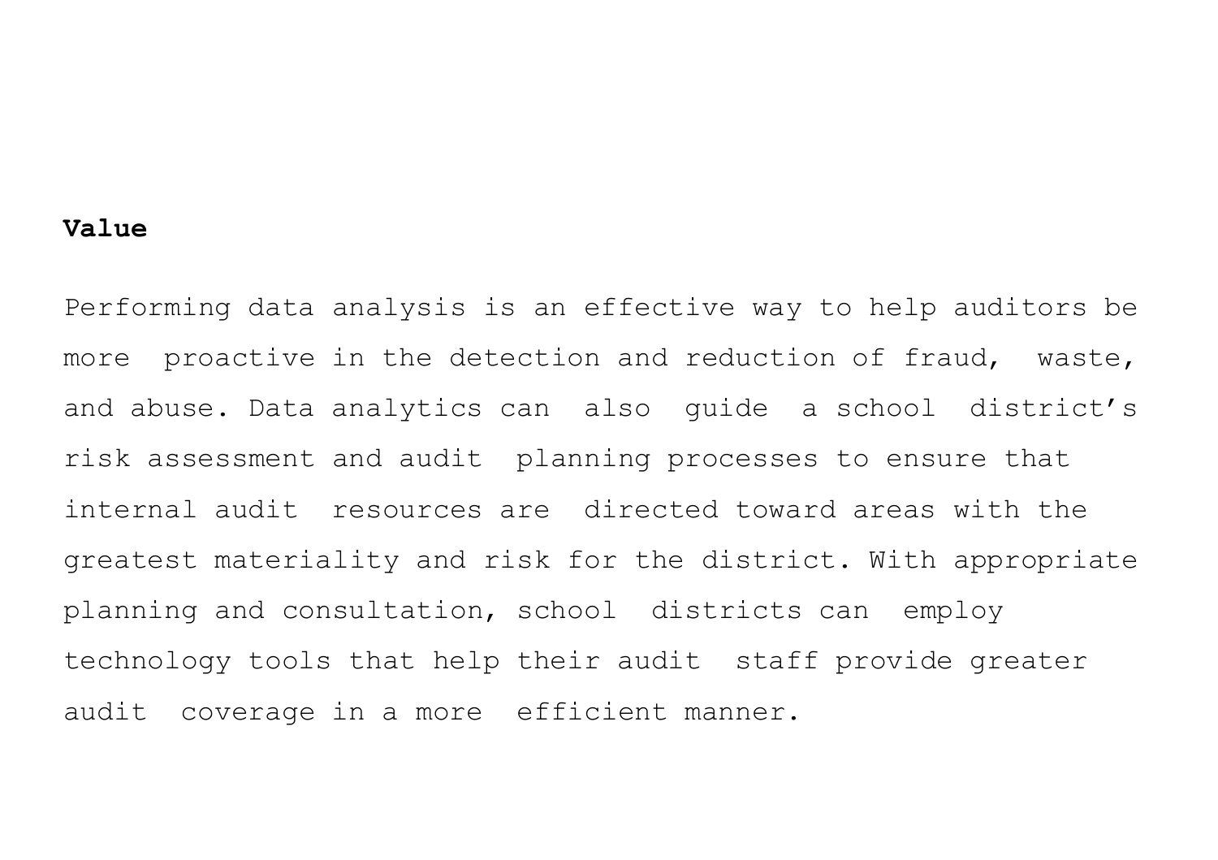**Value**

Performing data analysis is an effective way to help auditors be more proactive in the detection and reduction of fraud, waste, and abuse. Data analytics can also guide a school district's risk assessment and audit planning processes to ensure that internal audit resources are directed toward areas with the greatest materiality and risk for the district. With appropriate planning and consultation, school districts can employ technology tools that help their audit staff provide greater audit coverage in a more efficient manner.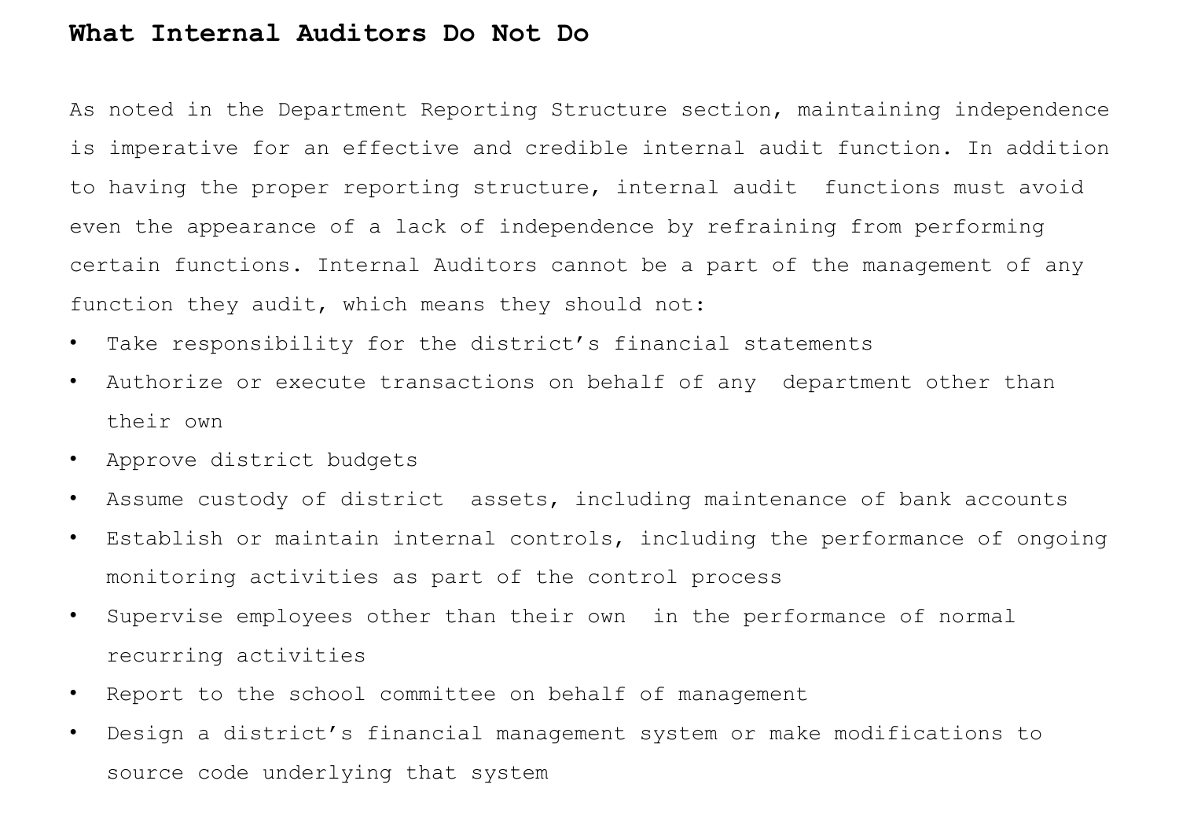## What Internal Auditors Do Not Do

As noted in the Department Reporting Structure section, maintaining independence is imperative for an effective and credible internal audit function. In addition to having the proper reporting structure, internal audit functions must avoid even the appearance of a lack of independence by refraining from performing certain functions. Internal Auditors cannot be a part of the management of any function they audit, which means they should not:

- Take responsibility for the district's financial statements
- Authorize or execute transactions on behalf of any department other than their own
- Approve district budgets
- Assume custody of district assets, including maintenance of bank accounts
- Establish or maintain internal controls, including the performance of ongoing monitoring activities as part of the control process
- Supervise employees other than their own in the performance of normal recurring activities
- Report to the school committee on behalf of management
- Design a district's financial management system or make modifications to source code underlying that system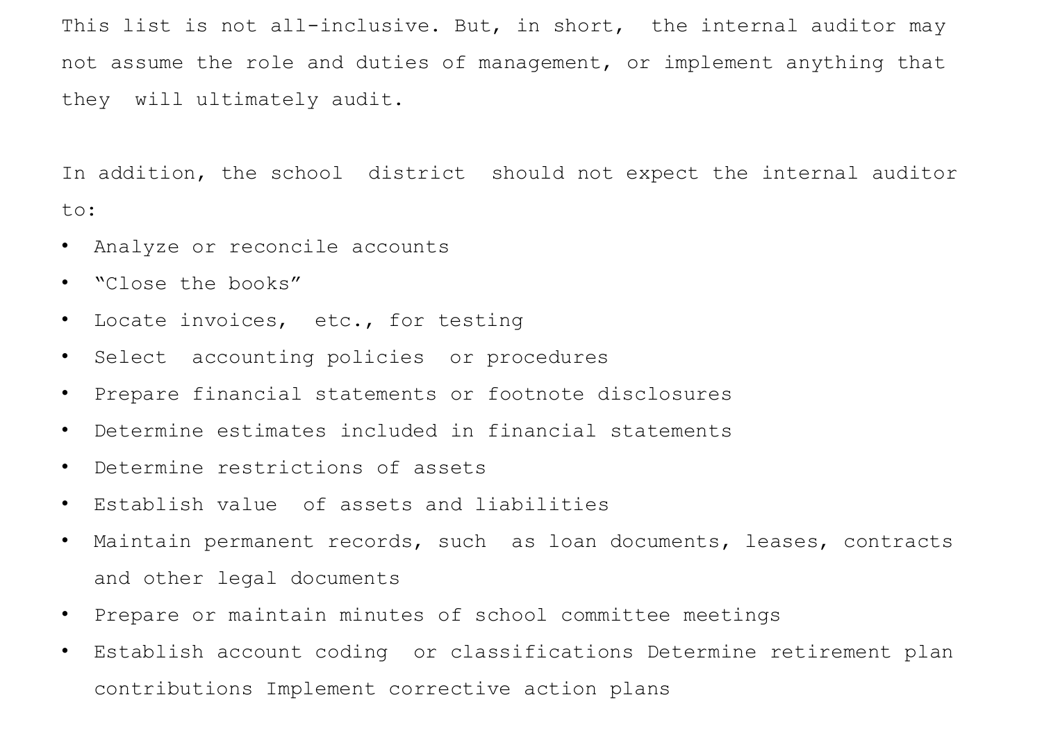This list is not all-inclusive. But, in short, the internal auditor may not assume the role and duties of management, or implement anything that they will ultimately audit.

In addition, the school district should not expect the internal auditor to:

- Analyze or reconcile accounts
- "Close the books"
- Locate invoices, etc., for testing
- Select accounting policies or procedures
- Prepare financial statements or footnote disclosures
- Determine estimates included in financial statements
- Determine restrictions of assets
- Establish value of assets and liabilities
- Maintain permanent records, such as loan documents, leases, contracts and other legal documents
- Prepare or maintain minutes of school committee meetings
- Establish account coding or classifications Determine retirement plan contributions Implement corrective action plans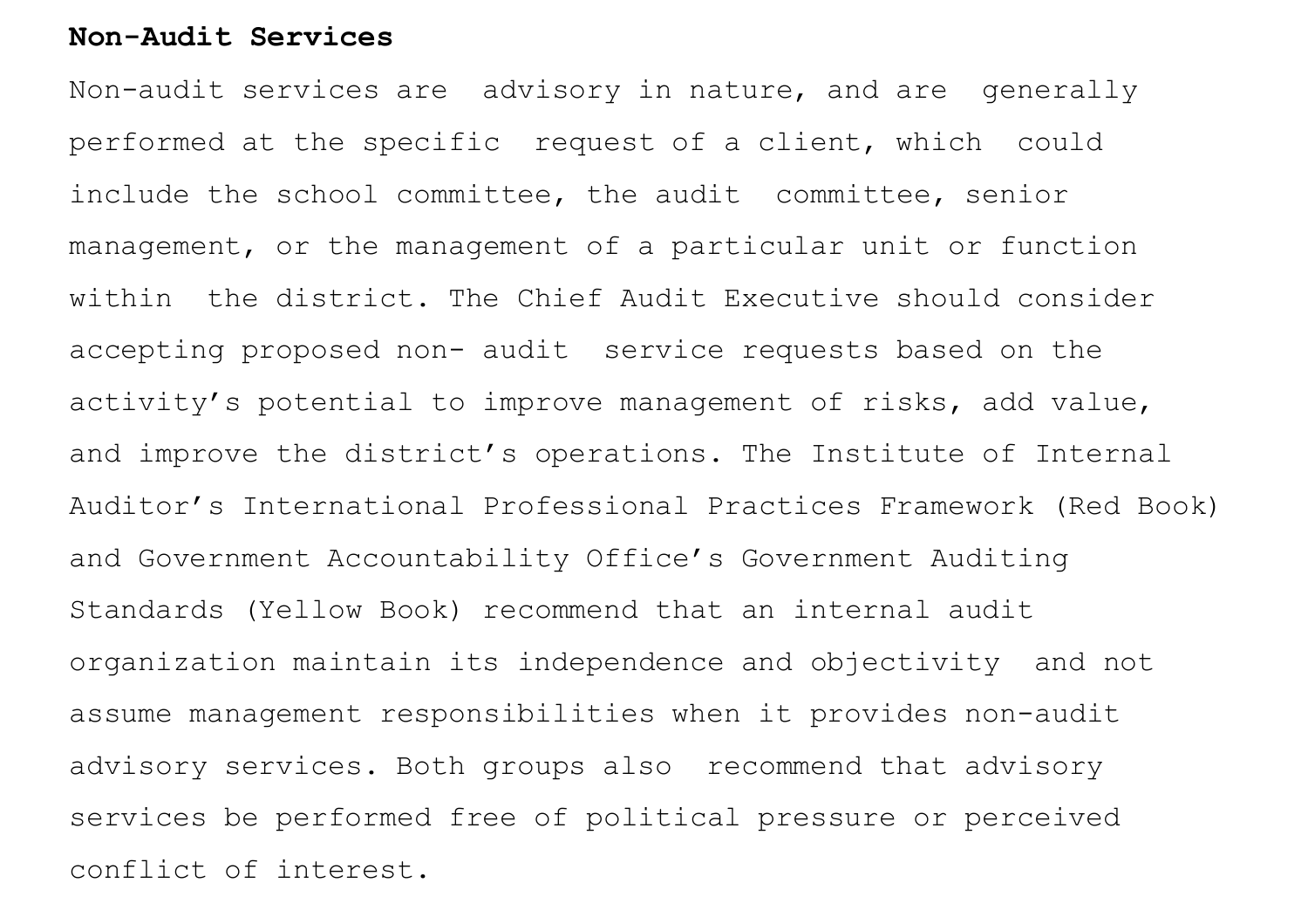**Non-Audit Services**

Non-audit services are advisory in nature, and are generally performed at the specific request of a client, which could include the school committee, the audit committee, senior management, or the management of a particular unit or function within the district. The Chief Audit Executive should consider accepting proposed non- audit service requests based on the activity's potential to improve management of risks, add value, and improve the district's operations. The Institute of Internal Auditor's International Professional Practices Framework (Red Book) and Government Accountability Office's Government Auditing Standards (Yellow Book) recommend that an internal audit organization maintain its independence and objectivity and not assume management responsibilities when it provides non-audit advisory services. Both groups also recommend that advisory services be performed free of political pressure or perceived conflict of interest.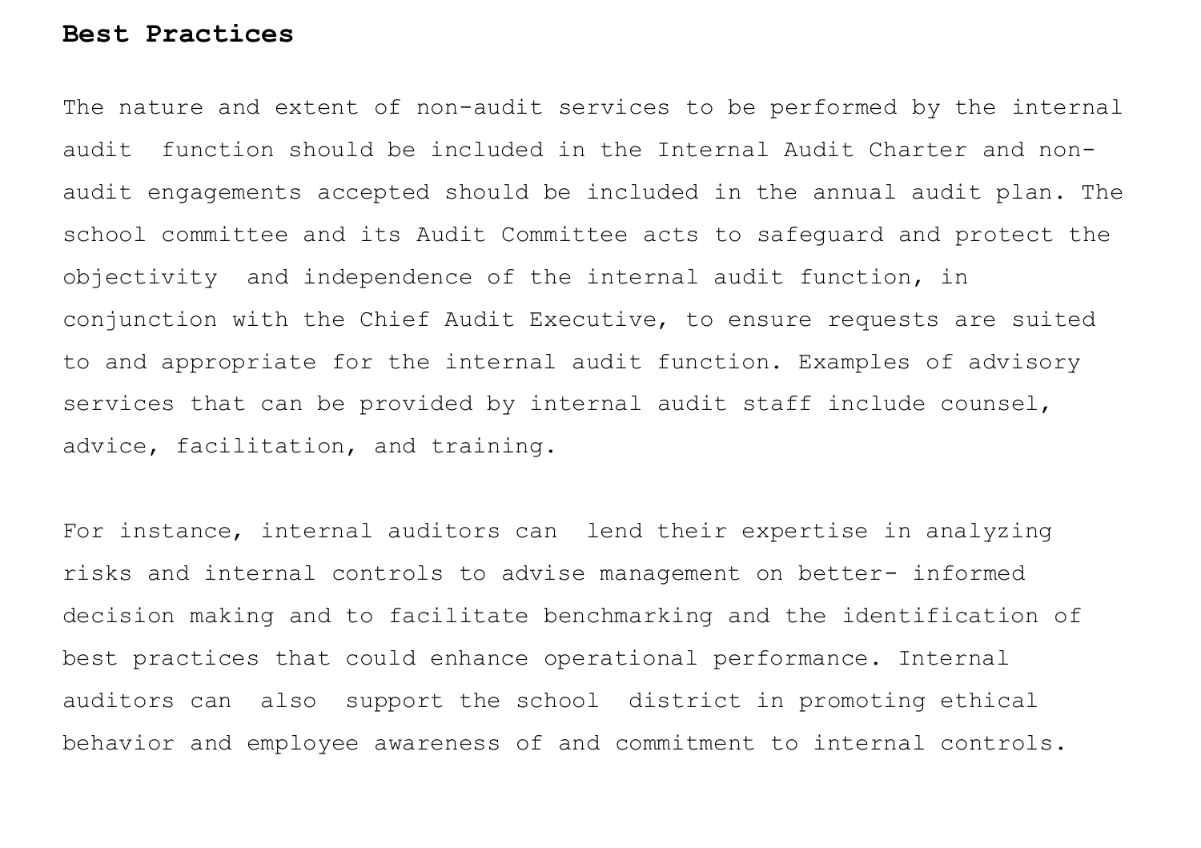**Best Practices**

The nature and extent of non-audit services to be performed by the internal audit function should be included in the Internal Audit Charter and non-audit engagements accepted should be included in the annual audit plan. The school committee and its Audit Committee acts to safeguard and protect the objectivity and independence of the internal audit function, in conjunction with the Chief Audit Executive, to ensure requests are suited to and appropriate for the internal audit function. Examples of advisory services that can be provided by internal audit staff include counsel, advice, facilitation, and training.

For instance, internal auditors can lend their expertise in analyzing risks and internal controls to advise management on better- informed decision making and to facilitate benchmarking and the identification of best practices that could enhance operational performance. Internal auditors can also support the school district in promoting ethical behavior and employee awareness of and commitment to internal controls.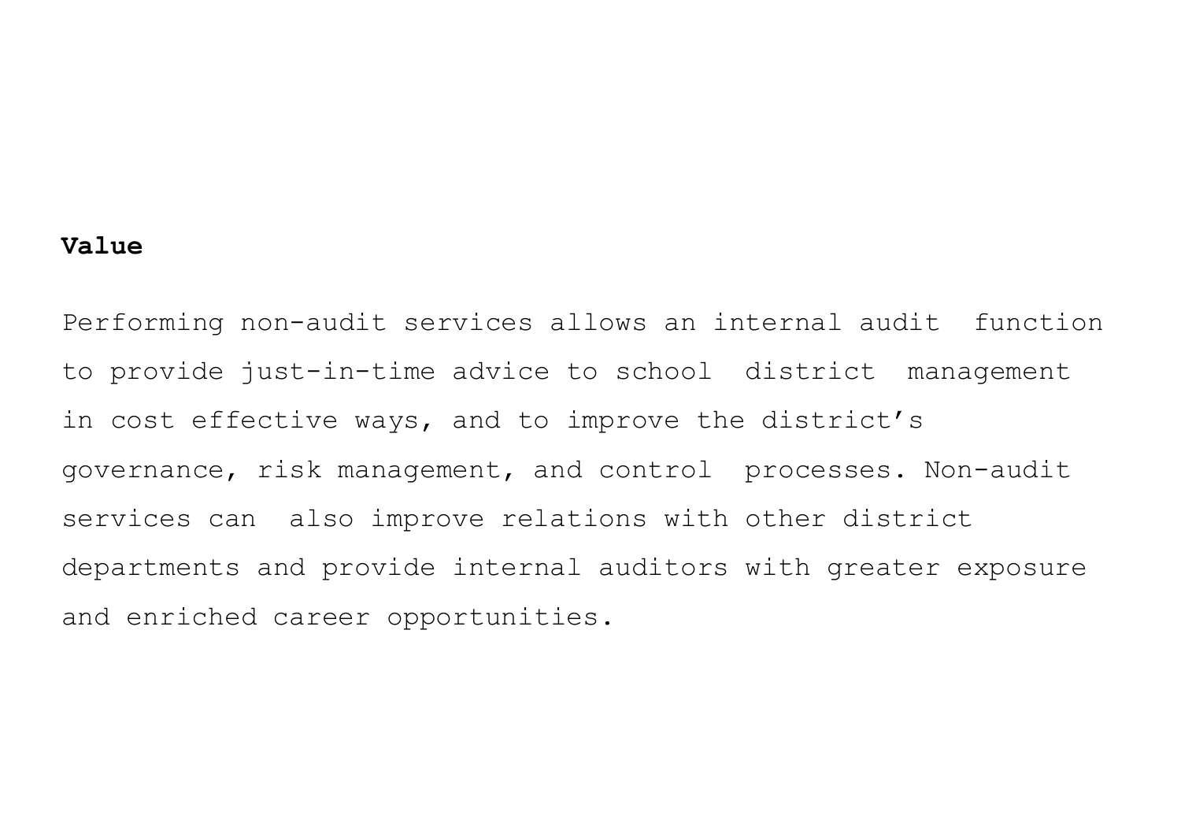**Value**

Performing non-audit services allows an internal audit function to provide just-in-time advice to school district management in cost effective ways, and to improve the district's governance, risk management, and control processes. Non-audit services can also improve relations with other district departments and provide internal auditors with greater exposure and enriched career opportunities.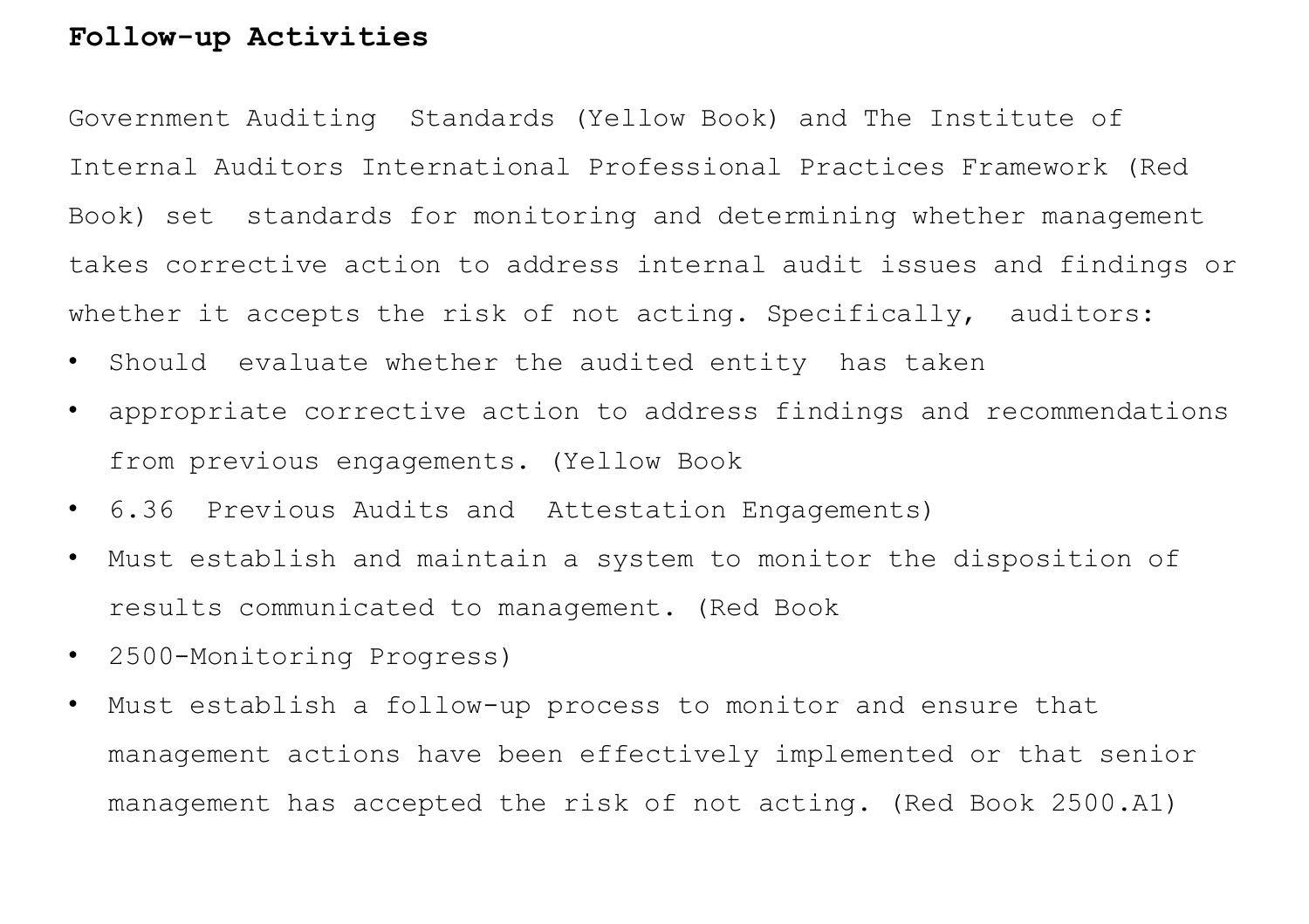**Follow-up Activities**

Government Auditing Standards (Yellow Book) and The Institute of Internal Auditors International Professional Practices Framework (Red Book) set standards for monitoring and determining whether management takes corrective action to address internal audit issues and findings or whether it accepts the risk of not acting. Specifically, auditors:

- Should evaluate whether the audited entity has taken
- appropriate corrective action to address findings and recommendations from previous engagements. (Yellow Book
- 6.36 Previous Audits and Attestation Engagements)
- Must establish and maintain a system to monitor the disposition of results communicated to management. (Red Book
- 2500-Monitoring Progress)
- Must establish a follow-up process to monitor and ensure that management actions have been effectively implemented or that senior management has accepted the risk of not acting. (Red Book 2500.A1)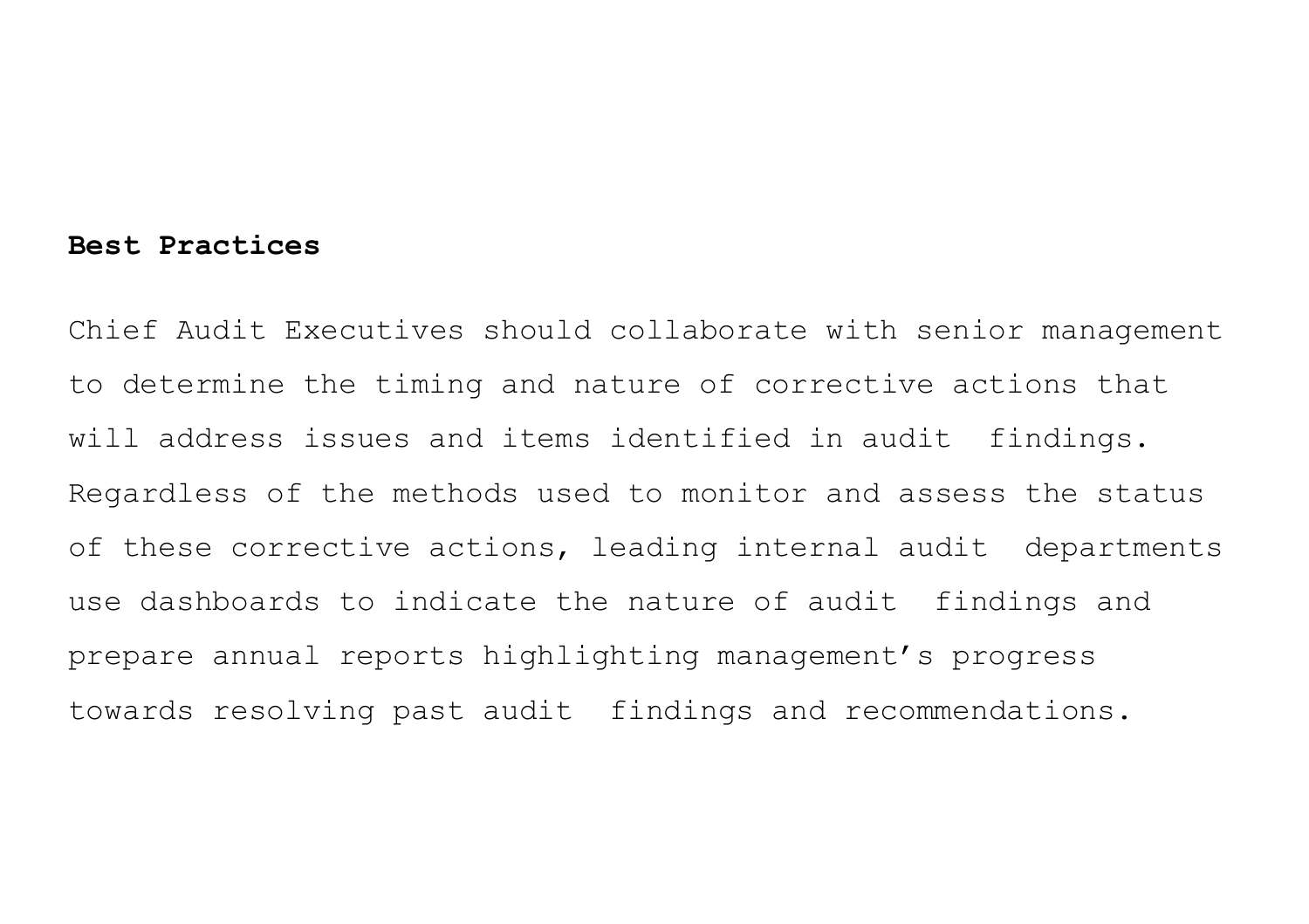**Best Practices**

Chief Audit Executives should collaborate with senior management to determine the timing and nature of corrective actions that will address issues and items identified in audit findings. Regardless of the methods used to monitor and assess the status of these corrective actions, leading internal audit departments use dashboards to indicate the nature of audit findings and prepare annual reports highlighting management's progress towards resolving past audit findings and recommendations.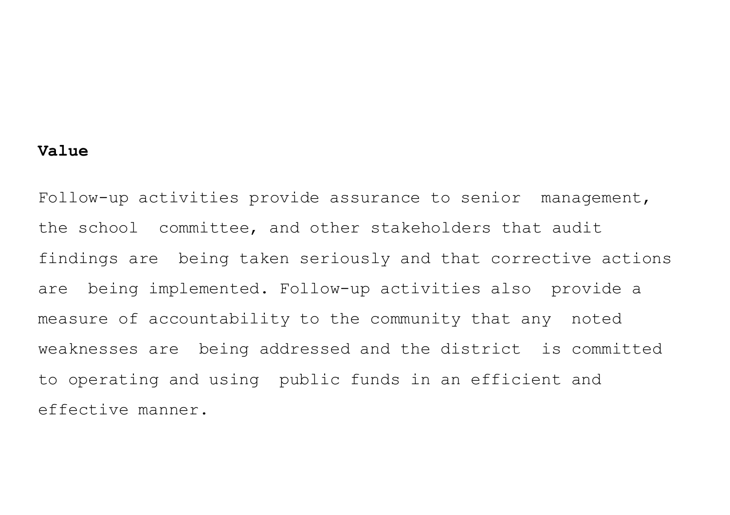**Value**

Follow-up activities provide assurance to senior management, the school committee, and other stakeholders that audit findings are being taken seriously and that corrective actions are being implemented. Follow-up activities also provide a measure of accountability to the community that any noted weaknesses are being addressed and the district is committed to operating and using public funds in an efficient and effective manner.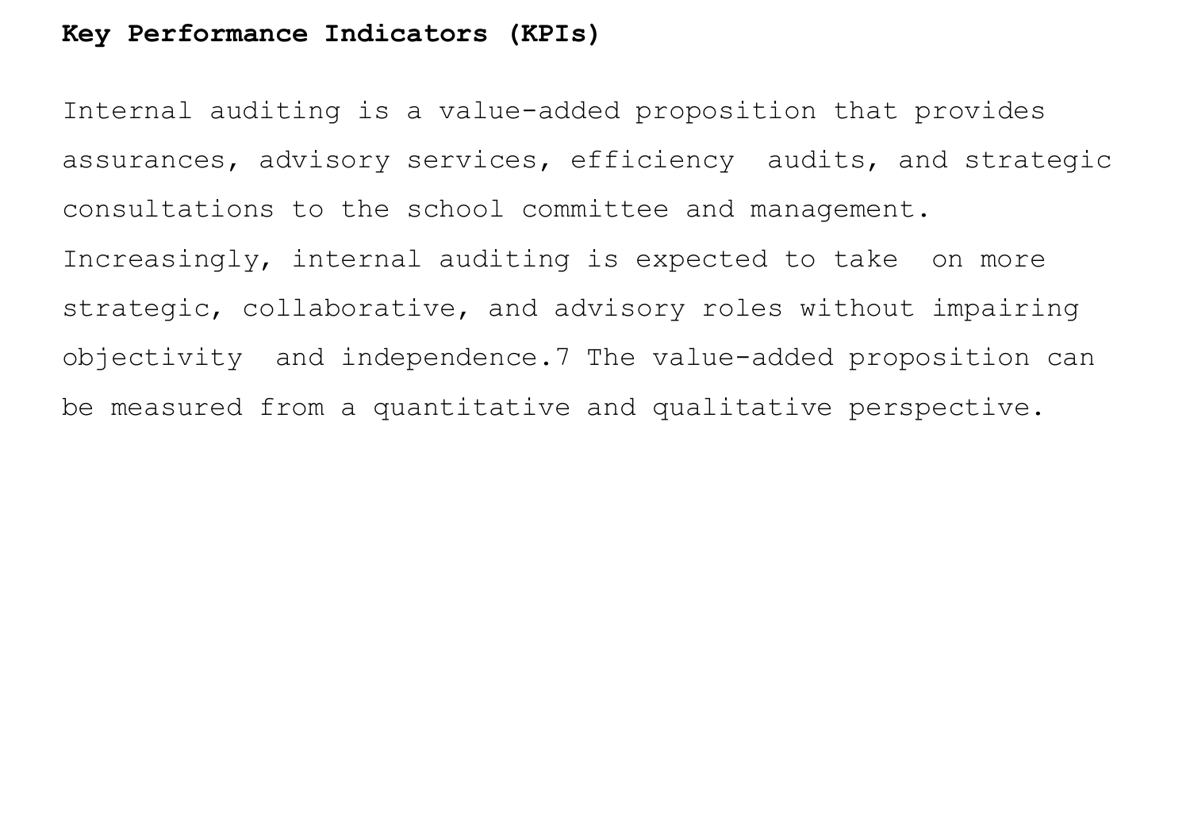**Key Performance Indicators (KPIs)**

Internal auditing is a value-added proposition that provides assurances, advisory services, efficiency audits, and strategic consultations to the school committee and management. Increasingly, internal auditing is expected to take on more strategic, collaborative, and advisory roles without impairing objectivity and independence.[7] The value-added proposition can be measured from a quantitative and qualitative perspective.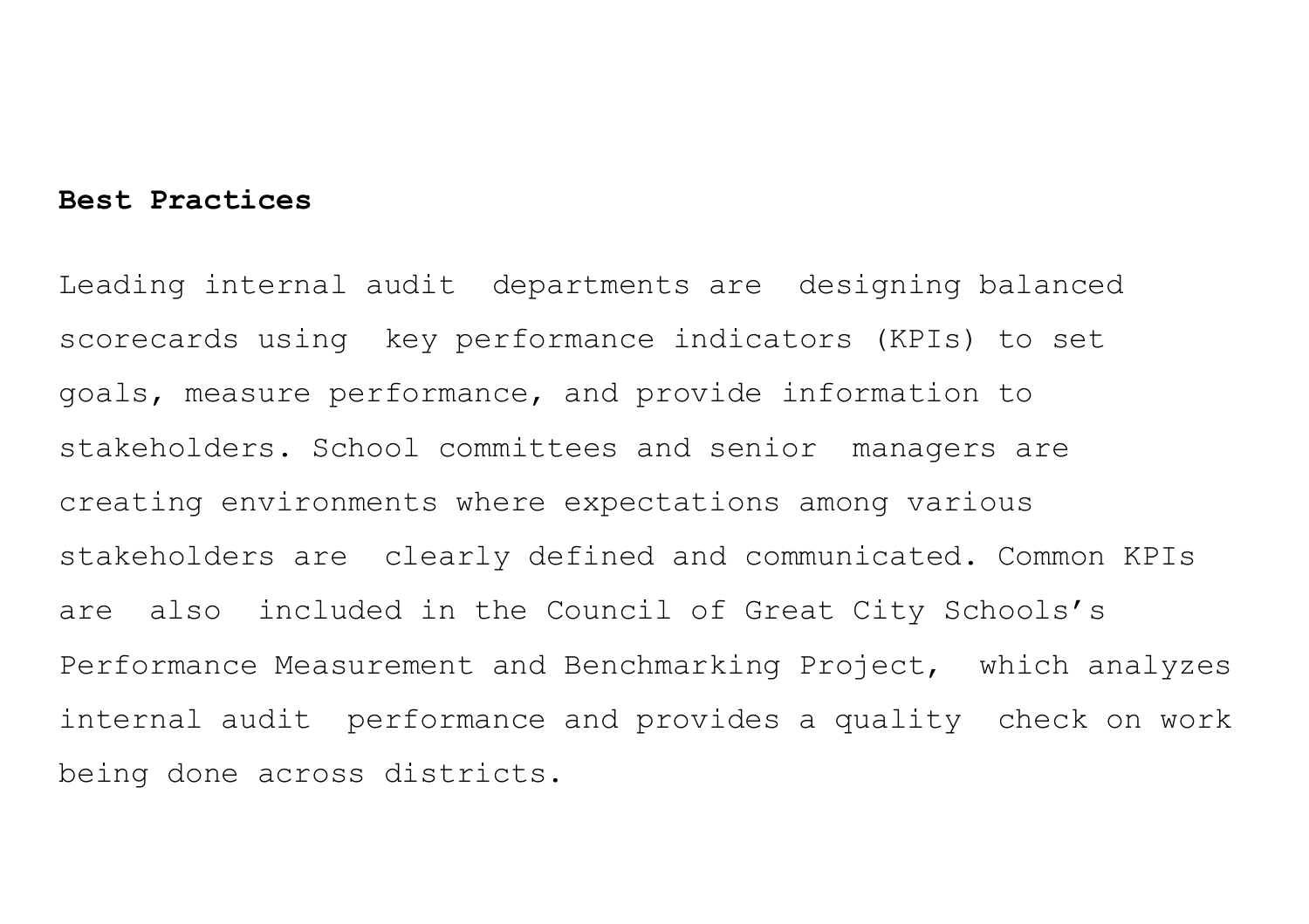**Best Practices**

Leading internal audit departments are designing balanced scorecards using key performance indicators (KPIs) to set goals, measure performance, and provide information to stakeholders. School committees and senior managers are creating environments where expectations among various stakeholders are clearly defined and communicated. Common KPIs are also included in the Council of Great City Schools's Performance Measurement and Benchmarking Project, which analyzes internal audit performance and provides a quality check on work being done across districts.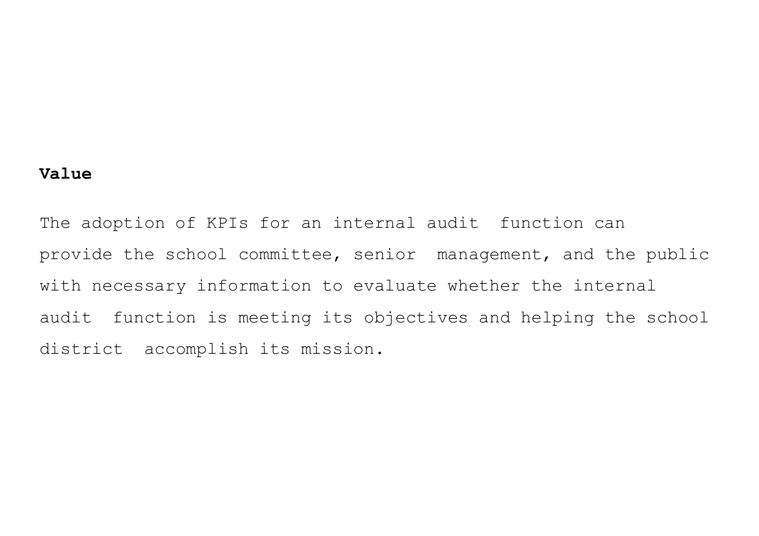**Value**

The adoption of KPIs for an internal audit function can provide the school committee, senior management, and the public with necessary information to evaluate whether the internal audit function is meeting its objectives and helping the school district accomplish its mission.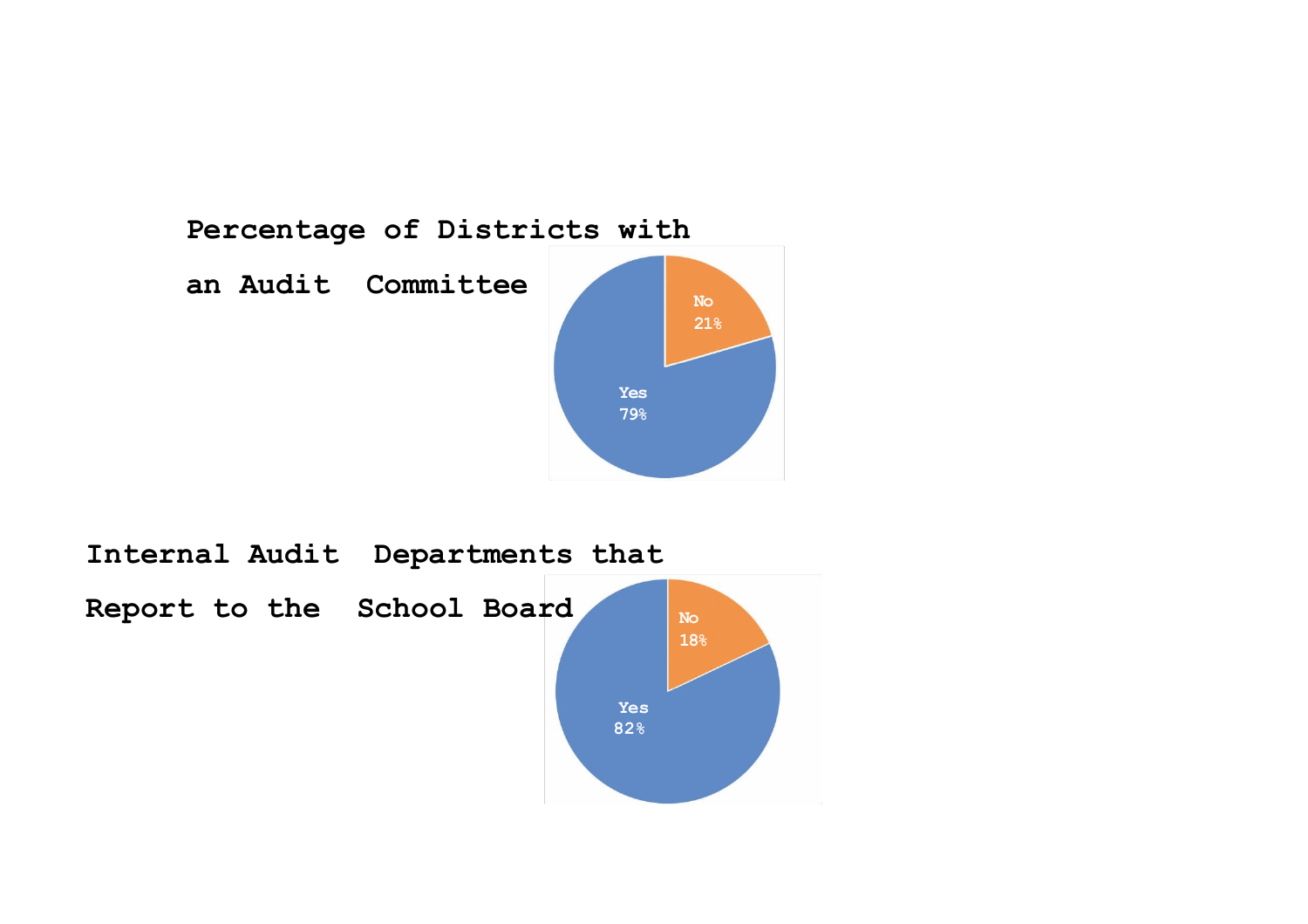**Percentage of Districts with an Audit Committee**

No 21%

Yes 79%

**Internal Audit Departments that Report to the School Board**

No 18%

Yes 82%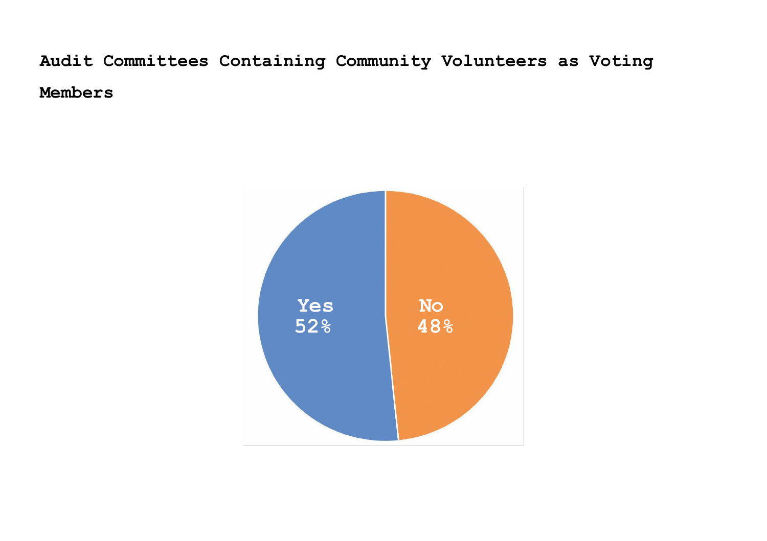**Audit Committees Containing Community Volunteers as Voting Members**

Yes
52%

No
48%